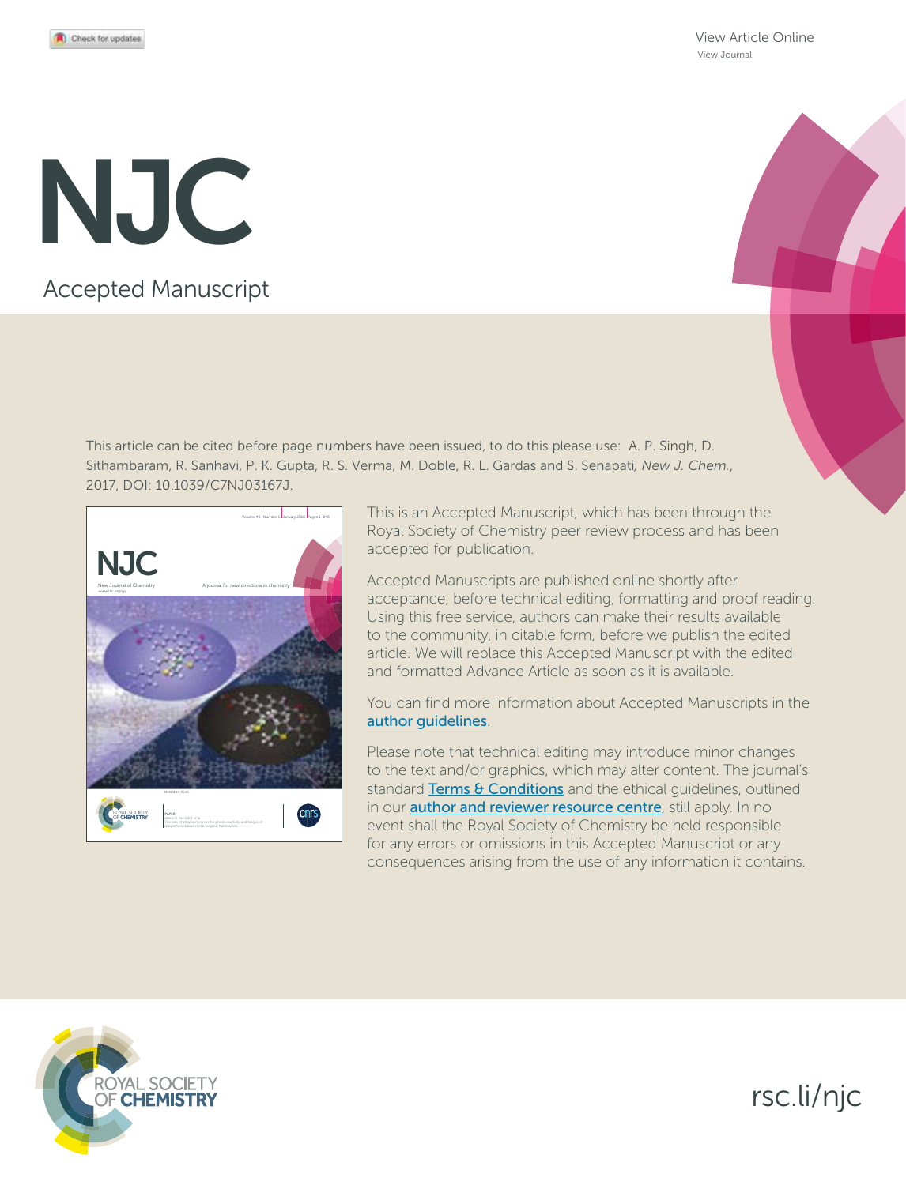View Article Online
View Journal

# NJC

Accepted Manuscript

This article can be cited before page numbers have been issued, to do this please use: A. P. Singh, D. Sithambaram, R. Sanhavi, P. K. Gupta, R. S. Verma, M. Doble, R. L. Gardas and S. Senapati, *New J. Chem.*, 2017, DOI: 10.1039/C7NJ03167J.

This is an Accepted Manuscript, which has been through the Royal Society of Chemistry peer review process and has been accepted for publication.

Accepted Manuscripts are published online shortly after acceptance, before technical editing, formatting and proof reading. Using this free service, authors can make their results available to the community, in citable form, before we publish the edited article. We will replace this Accepted Manuscript with the edited and formatted Advance Article as soon as it is available.

You can find more information about Accepted Manuscripts in the author guidelines.

Please note that technical editing may introduce minor changes to the text and/or graphics, which may alter content. The journal's standard Terms & Conditions and the ethical guidelines, outlined in our author and reviewer resource centre, still apply. In no event shall the Royal Society of Chemistry be held responsible for any errors or omissions in this Accepted Manuscript or any consequences arising from the use of any information it contains.

ROYAL SOCIETY OF CHEMISTRY

rsc.li/njc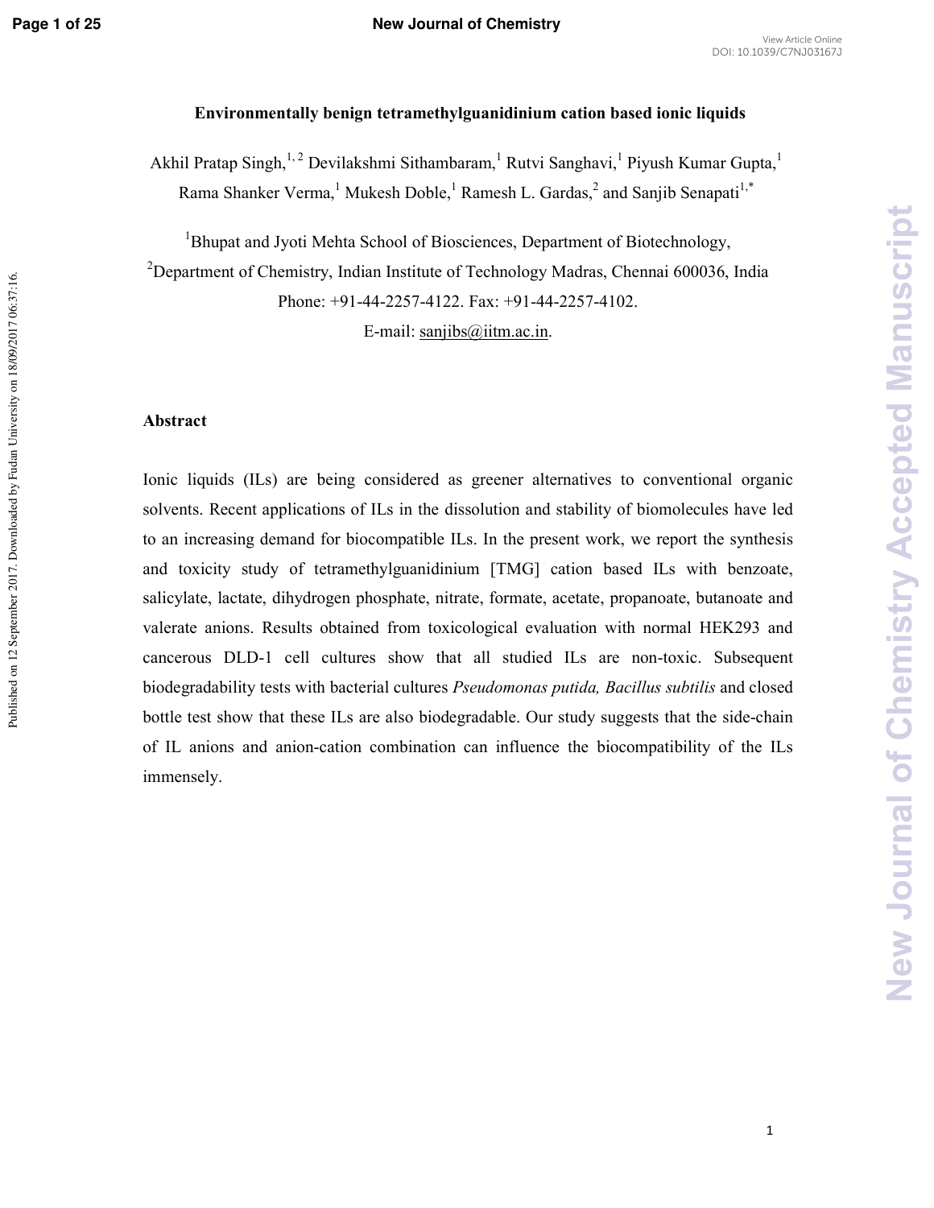# Environmentally benign tetramethylguanidinium cation based ionic liquids

Akhil Pratap Singh,[1,2] Devilakshmi Sithambaram,[1] Rutvi Sanghavi,[1] Piyush Kumar Gupta,[1] Rama Shanker Verma,[1] Mukesh Doble,[1] Ramesh L. Gardas,[2] and Sanjib Senapati[1,*]

[1]Bhupat and Jyoti Mehta School of Biosciences, Department of Biotechnology,

[2]Department of Chemistry, Indian Institute of Technology Madras, Chennai 600036, India

Phone: +91-44-2257-4122. Fax: +91-44-2257-4102.

E-mail: sanjibs@iitm.ac.in.

## Abstract

Ionic liquids (ILs) are being considered as greener alternatives to conventional organic solvents. Recent applications of ILs in the dissolution and stability of biomolecules have led to an increasing demand for biocompatible ILs. In the present work, we report the synthesis and toxicity study of tetramethylguanidinium [TMG] cation based ILs with benzoate, salicylate, lactate, dihydrogen phosphate, nitrate, formate, acetate, propanoate, butanoate and valerate anions. Results obtained from toxicological evaluation with normal HEK293 and cancerous DLD-1 cell cultures show that all studied ILs are non-toxic. Subsequent biodegradability tests with bacterial cultures *Pseudomonas putida, Bacillus subtilis* and closed bottle test show that these ILs are also biodegradable. Our study suggests that the side-chain of IL anions and anion-cation combination can influence the biocompatibility of the ILs immensely.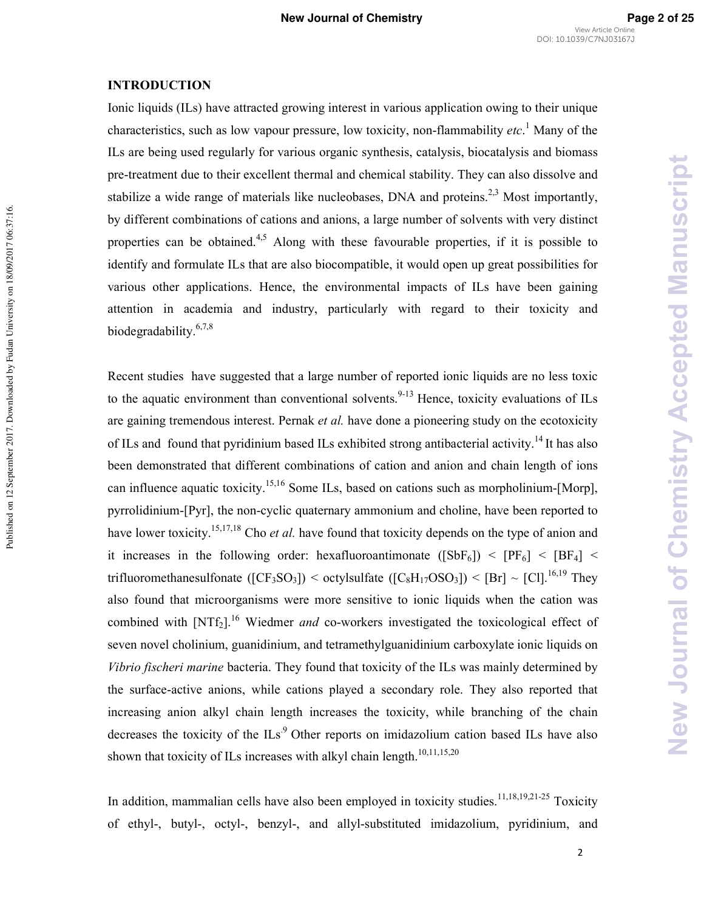## INTRODUCTION

Ionic liquids (ILs) have attracted growing interest in various application owing to their unique characteristics, such as low vapour pressure, low toxicity, non-flammability *etc*.[1] Many of the ILs are being used regularly for various organic synthesis, catalysis, biocatalysis and biomass pre-treatment due to their excellent thermal and chemical stability. They can also dissolve and stabilize a wide range of materials like nucleobases, DNA and proteins.[2,3] Most importantly, by different combinations of cations and anions, a large number of solvents with very distinct properties can be obtained.[4,5] Along with these favourable properties, if it is possible to identify and formulate ILs that are also biocompatible, it would open up great possibilities for various other applications. Hence, the environmental impacts of ILs have been gaining attention in academia and industry, particularly with regard to their toxicity and biodegradability.[6,7,8]

Recent studies have suggested that a large number of reported ionic liquids are no less toxic to the aquatic environment than conventional solvents.[9-13] Hence, toxicity evaluations of ILs are gaining tremendous interest. Pernak *et al.* have done a pioneering study on the ecotoxicity of ILs and found that pyridinium based ILs exhibited strong antibacterial activity.[14] It has also been demonstrated that different combinations of cation and anion and chain length of ions can influence aquatic toxicity.[15,16] Some ILs, based on cations such as morpholinium-[Morp], pyrrolidinium-[Pyr], the non-cyclic quaternary ammonium and choline, have been reported to have lower toxicity.[15,17,18] Cho *et al.* have found that toxicity depends on the type of anion and it increases in the following order: hexafluoroantimonate ([$SbF_6$]) < [$PF_6$] < [$BF_4$] < trifluoromethanesulfonate ([$CF_3SO_3$]) < octylsulfate ([$C_8H_{17}OSO_3$]) < [Br] ~ [Cl].[16,19] They also found that microorganisms were more sensitive to ionic liquids when the cation was combined with [$NTf_2$].[16] Wiedmer *and* co-workers investigated the toxicological effect of seven novel cholinium, guanidinium, and tetramethylguanidinium carboxylate ionic liquids on *Vibrio fischeri marine* bacteria. They found that toxicity of the ILs was mainly determined by the surface-active anions, while cations played a secondary role. They also reported that increasing anion alkyl chain length increases the toxicity, while branching of the chain decreases the toxicity of the ILs.[9] Other reports on imidazolium cation based ILs have also shown that toxicity of ILs increases with alkyl chain length.[10,11,15,20]

In addition, mammalian cells have also been employed in toxicity studies.[11,18,19,21-25] Toxicity of ethyl-, butyl-, octyl-, benzyl-, and allyl-substituted imidazolium, pyridinium, and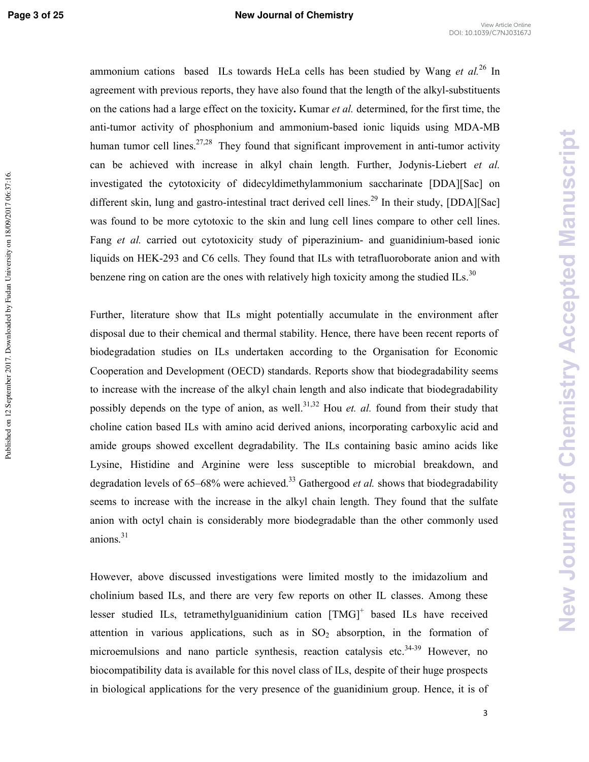ammonium cations based ILs towards HeLa cells has been studied by Wang *et al.*[26] In agreement with previous reports, they have also found that the length of the alkyl-substituents on the cations had a large effect on the toxicity. Kumar *et al.* determined, for the first time, the anti-tumor activity of phosphonium and ammonium-based ionic liquids using MDA-MB human tumor cell lines.[27,28] They found that significant improvement in anti-tumor activity can be achieved with increase in alkyl chain length. Further, Jodynis-Liebert *et al.* investigated the cytotoxicity of didecyldimethylammonium saccharinate [DDA][Sac] on different skin, lung and gastro-intestinal tract derived cell lines.[29] In their study, [DDA][Sac] was found to be more cytotoxic to the skin and lung cell lines compare to other cell lines. Fang *et al.* carried out cytotoxicity study of piperazinium- and guanidinium-based ionic liquids on HEK-293 and C6 cells. They found that ILs with tetrafluoroborate anion and with benzene ring on cation are the ones with relatively high toxicity among the studied ILs.[30]

Further, literature show that ILs might potentially accumulate in the environment after disposal due to their chemical and thermal stability. Hence, there have been recent reports of biodegradation studies on ILs undertaken according to the Organisation for Economic Cooperation and Development (OECD) standards. Reports show that biodegradability seems to increase with the increase of the alkyl chain length and also indicate that biodegradability possibly depends on the type of anion, as well.[31,32] Hou *et. al.* found from their study that choline cation based ILs with amino acid derived anions, incorporating carboxylic acid and amide groups showed excellent degradability. The ILs containing basic amino acids like Lysine, Histidine and Arginine were less susceptible to microbial breakdown, and degradation levels of 65–68% were achieved.[33] Gathergood *et al.* shows that biodegradability seems to increase with the increase in the alkyl chain length. They found that the sulfate anion with octyl chain is considerably more biodegradable than the other commonly used anions.[31]

However, above discussed investigations were limited mostly to the imidazolium and cholinium based ILs, and there are very few reports on other IL classes. Among these lesser studied ILs, tetramethylguanidinium cation $[TMG]^+$ based ILs have received attention in various applications, such as in $SO_2$ absorption, in the formation of microemulsions and nano particle synthesis, reaction catalysis etc.[34-39] However, no biocompatibility data is available for this novel class of ILs, despite of their huge prospects in biological applications for the very presence of the guanidinium group. Hence, it is of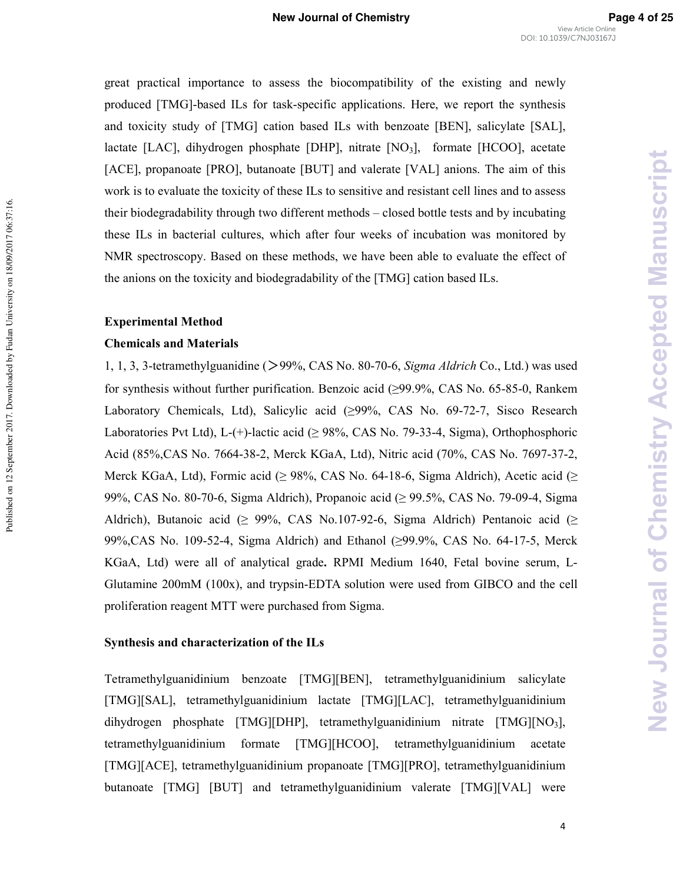great practical importance to assess the biocompatibility of the existing and newly produced [TMG]-based ILs for task-specific applications. Here, we report the synthesis and toxicity study of [TMG] cation based ILs with benzoate [BEN], salicylate [SAL], lactate [LAC], dihydrogen phosphate [DHP], nitrate [$NO_3$], formate [HCOO], acetate [ACE], propanoate [PRO], butanoate [BUT] and valerate [VAL] anions. The aim of this work is to evaluate the toxicity of these ILs to sensitive and resistant cell lines and to assess their biodegradability through two different methods – closed bottle tests and by incubating these ILs in bacterial cultures, which after four weeks of incubation was monitored by NMR spectroscopy. Based on these methods, we have been able to evaluate the effect of the anions on the toxicity and biodegradability of the [TMG] cation based ILs.

## Experimental Method

### Chemicals and Materials

1, 1, 3, 3-tetramethylguanidine (＞99%, CAS No. 80-70-6, *Sigma Aldrich* Co., Ltd.) was used for synthesis without further purification. Benzoic acid (≥99.9%, CAS No. 65-85-0, Rankem Laboratory Chemicals, Ltd), Salicylic acid (≥99%, CAS No. 69-72-7, Sisco Research Laboratories Pvt Ltd), L-(+)-lactic acid (≥ 98%, CAS No. 79-33-4, Sigma), Orthophosphoric Acid (85%,CAS No. 7664-38-2, Merck KGaA, Ltd), Nitric acid (70%, CAS No. 7697-37-2, Merck KGaA, Ltd), Formic acid (≥ 98%, CAS No. 64-18-6, Sigma Aldrich), Acetic acid (≥ 99%, CAS No. 80-70-6, Sigma Aldrich), Propanoic acid (≥ 99.5%, CAS No. 79-09-4, Sigma Aldrich), Butanoic acid (≥ 99%, CAS No.107-92-6, Sigma Aldrich) Pentanoic acid (≥ 99%,CAS No. 109-52-4, Sigma Aldrich) and Ethanol (≥99.9%, CAS No. 64-17-5, Merck KGaA, Ltd) were all of analytical grade**.** RPMI Medium 1640, Fetal bovine serum, L-Glutamine 200mM (100x), and trypsin-EDTA solution were used from GIBCO and the cell proliferation reagent MTT were purchased from Sigma.

### Synthesis and characterization of the ILs

Tetramethylguanidinium benzoate [TMG][BEN], tetramethylguanidinium salicylate [TMG][SAL], tetramethylguanidinium lactate [TMG][LAC], tetramethylguanidinium dihydrogen phosphate [TMG][DHP], tetramethylguanidinium nitrate [TMG][$NO_3$], tetramethylguanidinium formate [TMG][HCOO], tetramethylguanidinium acetate [TMG][ACE], tetramethylguanidinium propanoate [TMG][PRO], tetramethylguanidinium butanoate [TMG] [BUT] and tetramethylguanidinium valerate [TMG][VAL] were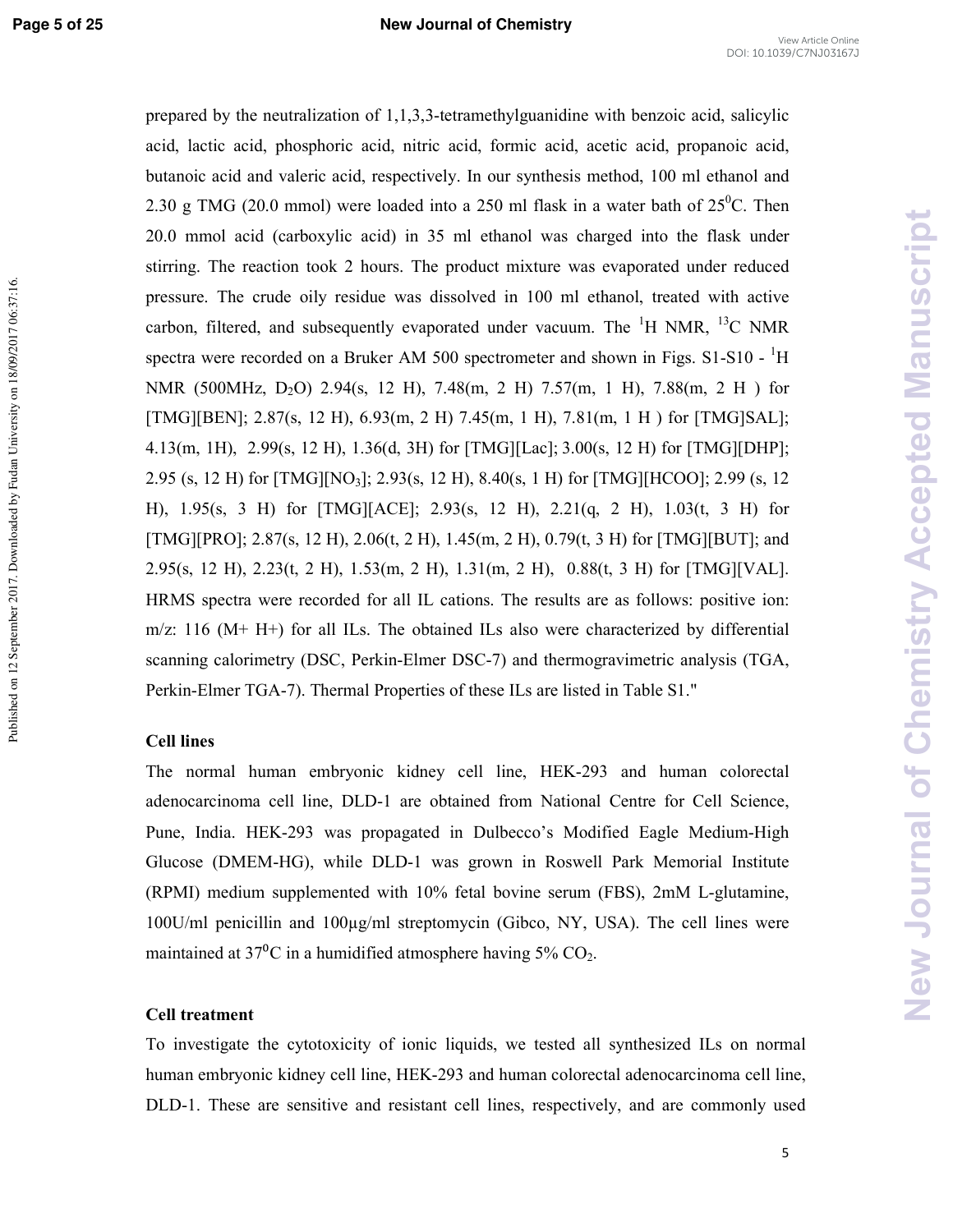prepared by the neutralization of 1,1,3,3-tetramethylguanidine with benzoic acid, salicylic acid, lactic acid, phosphoric acid, nitric acid, formic acid, acetic acid, propanoic acid, butanoic acid and valeric acid, respectively. In our synthesis method, 100 ml ethanol and 2.30 g TMG (20.0 mmol) were loaded into a 250 ml flask in a water bath of $25^0$C. Then 20.0 mmol acid (carboxylic acid) in 35 ml ethanol was charged into the flask under stirring. The reaction took 2 hours. The product mixture was evaporated under reduced pressure. The crude oily residue was dissolved in 100 ml ethanol, treated with active carbon, filtered, and subsequently evaporated under vacuum. The $^1$H NMR, $^{13}$C NMR spectra were recorded on a Bruker AM 500 spectrometer and shown in Figs. S1-S10 - $^1$H NMR (500MHz, $D_2O$) 2.94(s, 12 H), 7.48(m, 2 H) 7.57(m, 1 H), 7.88(m, 2 H ) for [TMG][BEN]; 2.87(s, 12 H), 6.93(m, 2 H) 7.45(m, 1 H), 7.81(m, 1 H ) for [TMG]SAL]; 4.13(m, 1H), 2.99(s, 12 H), 1.36(d, 3H) for [TMG][Lac]; 3.00(s, 12 H) for [TMG][DHP]; 2.95 (s, 12 H) for [TMG][$NO_3$]; 2.93(s, 12 H), 8.40(s, 1 H) for [TMG][HCOO]; 2.99 (s, 12 H), 1.95(s, 3 H) for [TMG][ACE]; 2.93(s, 12 H), 2.21(q, 2 H), 1.03(t, 3 H) for [TMG][PRO]; 2.87(s, 12 H), 2.06(t, 2 H), 1.45(m, 2 H), 0.79(t, 3 H) for [TMG][BUT]; and 2.95(s, 12 H), 2.23(t, 2 H), 1.53(m, 2 H), 1.31(m, 2 H), 0.88(t, 3 H) for [TMG][VAL]. HRMS spectra were recorded for all IL cations. The results are as follows: positive ion: m/z: 116 (M+ H+) for all ILs. The obtained ILs also were characterized by differential scanning calorimetry (DSC, Perkin-Elmer DSC-7) and thermogravimetric analysis (TGA, Perkin-Elmer TGA-7). Thermal Properties of these ILs are listed in Table S1."

**Cell lines**

The normal human embryonic kidney cell line, HEK-293 and human colorectal adenocarcinoma cell line, DLD-1 are obtained from National Centre for Cell Science, Pune, India. HEK-293 was propagated in Dulbecco's Modified Eagle Medium-High Glucose (DMEM-HG), while DLD-1 was grown in Roswell Park Memorial Institute (RPMI) medium supplemented with 10% fetal bovine serum (FBS), 2mM L-glutamine, 100U/ml penicillin and 100µg/ml streptomycin (Gibco, NY, USA). The cell lines were maintained at $37^0$C in a humidified atmosphere having 5% $CO_2$.

**Cell treatment**

To investigate the cytotoxicity of ionic liquids, we tested all synthesized ILs on normal human embryonic kidney cell line, HEK-293 and human colorectal adenocarcinoma cell line, DLD-1. These are sensitive and resistant cell lines, respectively, and are commonly used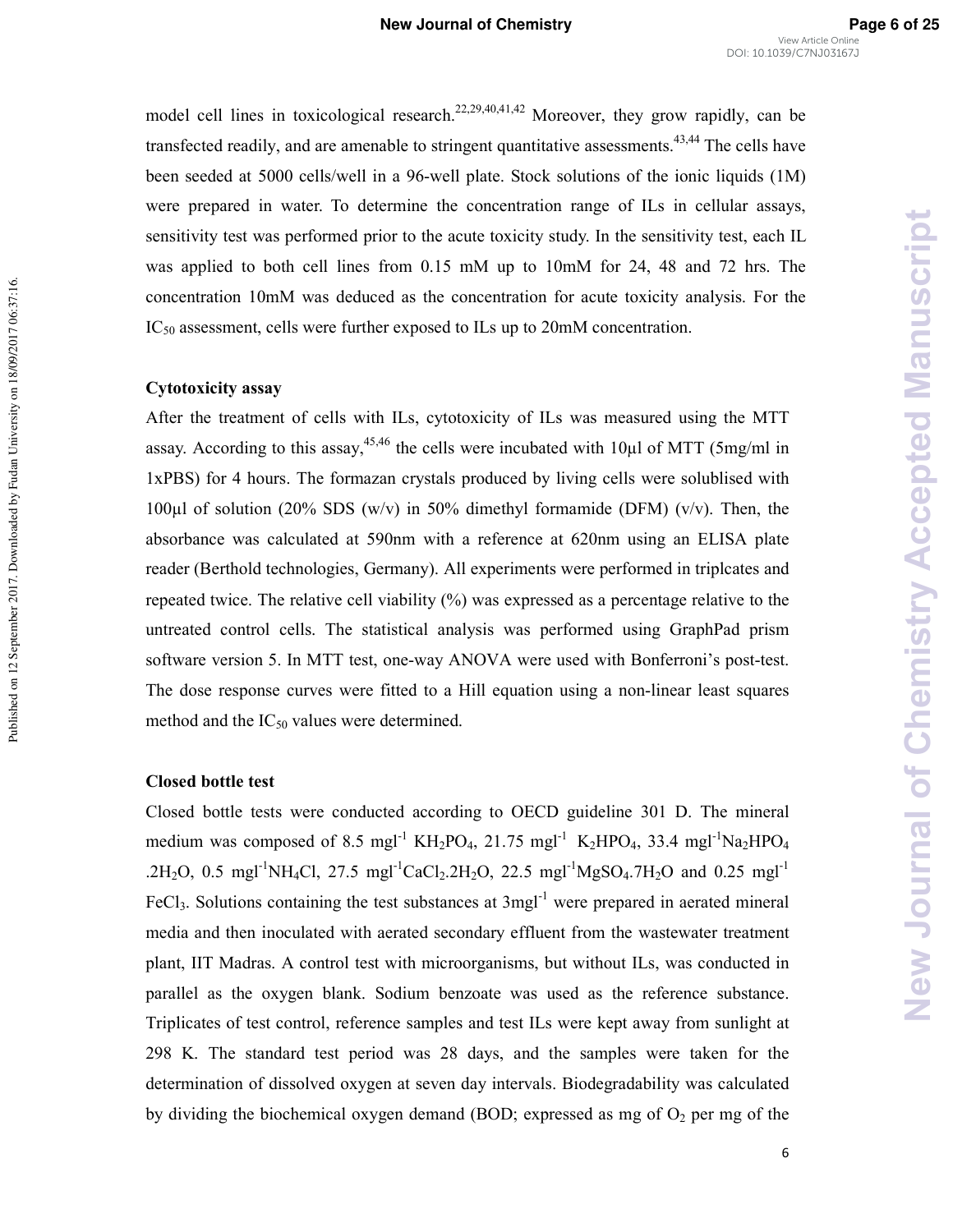model cell lines in toxicological research.[22,29,40,41,42] Moreover, they grow rapidly, can be transfected readily, and are amenable to stringent quantitative assessments.[43,44] The cells have been seeded at 5000 cells/well in a 96-well plate. Stock solutions of the ionic liquids (1M) were prepared in water. To determine the concentration range of ILs in cellular assays, sensitivity test was performed prior to the acute toxicity study. In the sensitivity test, each IL was applied to both cell lines from 0.15 mM up to 10mM for 24, 48 and 72 hrs. The concentration 10mM was deduced as the concentration for acute toxicity analysis. For the $IC_{50}$ assessment, cells were further exposed to ILs up to 20mM concentration.

### Cytotoxicity assay

After the treatment of cells with ILs, cytotoxicity of ILs was measured using the MTT assay. According to this assay,[45,46] the cells were incubated with 10µl of MTT (5mg/ml in 1xPBS) for 4 hours. The formazan crystals produced by living cells were solublised with 100µl of solution (20% SDS (w/v) in 50% dimethyl formamide (DFM) (v/v). Then, the absorbance was calculated at 590nm with a reference at 620nm using an ELISA plate reader (Berthold technologies, Germany). All experiments were performed in triplcates and repeated twice. The relative cell viability (%) was expressed as a percentage relative to the untreated control cells. The statistical analysis was performed using GraphPad prism software version 5. In MTT test, one-way ANOVA were used with Bonferroni's post-test. The dose response curves were fitted to a Hill equation using a non-linear least squares method and the $IC_{50}$ values were determined.

### Closed bottle test

Closed bottle tests were conducted according to OECD guideline 301 D. The mineral medium was composed of 8.5 $mgl^{-1}$ $KH_2PO_4$, 21.75 $mgl^{-1}$ $K_2HPO_4$, 33.4 $mgl^{-1}$$Na_2HPO_4.2H_2O$, 0.5 $mgl^{-1}$$NH_4Cl$, 27.5 $mgl^{-1}$$CaCl_2.2H_2O$, 22.5 $mgl^{-1}$$MgSO_4.7H_2O$ and 0.25 $mgl^{-1}$ $FeCl_3$. Solutions containing the test substances at 3$mgl^{-1}$ were prepared in aerated mineral media and then inoculated with aerated secondary effluent from the wastewater treatment plant, IIT Madras. A control test with microorganisms, but without ILs, was conducted in parallel as the oxygen blank. Sodium benzoate was used as the reference substance. Triplicates of test control, reference samples and test ILs were kept away from sunlight at 298 K. The standard test period was 28 days, and the samples were taken for the determination of dissolved oxygen at seven day intervals. Biodegradability was calculated by dividing the biochemical oxygen demand (BOD; expressed as mg of $O_2$ per mg of the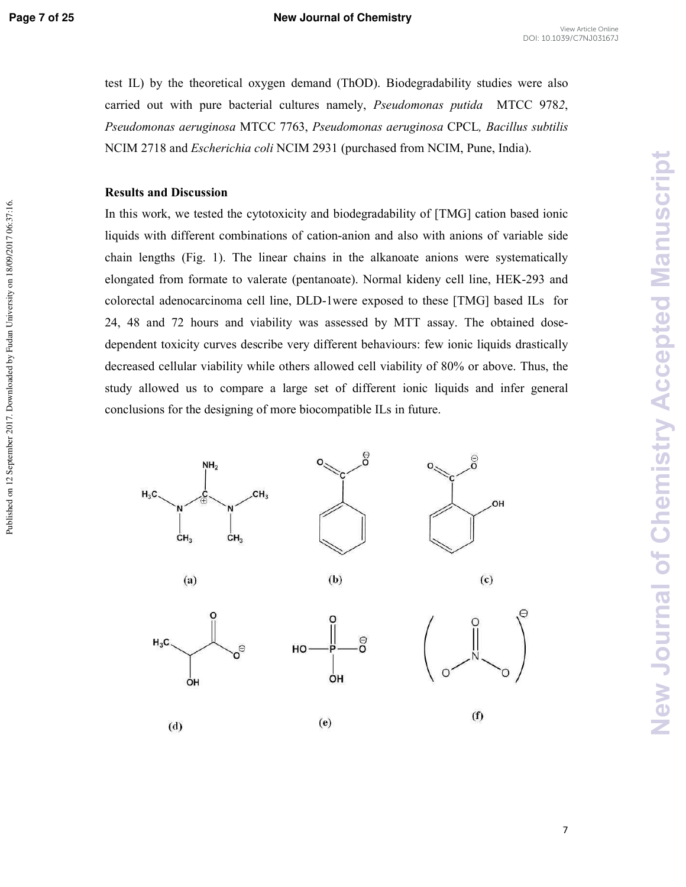test IL) by the theoretical oxygen demand (ThOD). Biodegradability studies were also carried out with pure bacterial cultures namely, *Pseudomonas putida* MTCC 9782, *Pseudomonas aeruginosa* MTCC 7763, *Pseudomonas aeruginosa* CPCL, *Bacillus subtilis* NCIM 2718 and *Escherichia coli* NCIM 2931 (purchased from NCIM, Pune, India).

## Results and Discussion

In this work, we tested the cytotoxicity and biodegradability of [TMG] cation based ionic liquids with different combinations of cation-anion and also with anions of variable side chain lengths (Fig. 1). The linear chains in the alkanoate anions were systematically elongated from formate to valerate (pentanoate). Normal kideny cell line, HEK-293 and colorectal adenocarcinoma cell line, DLD-1were exposed to these [TMG] based ILs for 24, 48 and 72 hours and viability was assessed by MTT assay. The obtained dose-dependent toxicity curves describe very different behaviours: few ionic liquids drastically decreased cellular viability while others allowed cell viability of 80% or above. Thus, the study allowed us to compare a large set of different ionic liquids and infer general conclusions for the designing of more biocompatible ILs in future.

(a) (b) (c)

(d) (e) (f)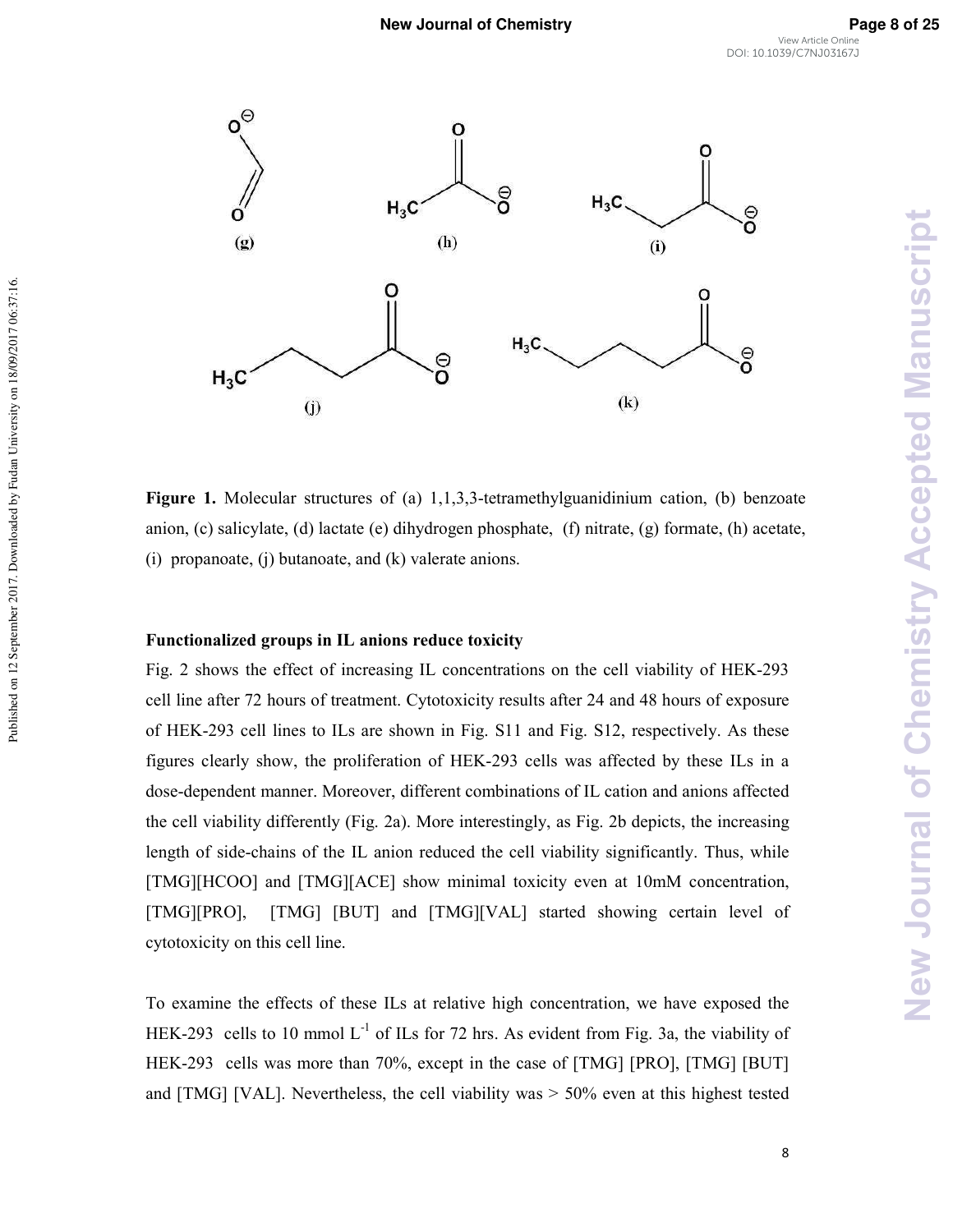**Figure 1.** Molecular structures of (a) 1,1,3,3-tetramethylguanidinium cation, (b) benzoate anion, (c) salicylate, (d) lactate (e) dihydrogen phosphate, (f) nitrate, (g) formate, (h) acetate, (i) propanoate, (j) butanoate, and (k) valerate anions.

### Functionalized groups in IL anions reduce toxicity

Fig. 2 shows the effect of increasing IL concentrations on the cell viability of HEK-293 cell line after 72 hours of treatment. Cytotoxicity results after 24 and 48 hours of exposure of HEK-293 cell lines to ILs are shown in Fig. S11 and Fig. S12, respectively. As these figures clearly show, the proliferation of HEK-293 cells was affected by these ILs in a dose-dependent manner. Moreover, different combinations of IL cation and anions affected the cell viability differently (Fig. 2a). More interestingly, as Fig. 2b depicts, the increasing length of side-chains of the IL anion reduced the cell viability significantly. Thus, while [TMG][HCOO] and [TMG][ACE] show minimal toxicity even at 10mM concentration, [TMG][PRO], [TMG] [BUT] and [TMG][VAL] started showing certain level of cytotoxicity on this cell line.

To examine the effects of these ILs at relative high concentration, we have exposed the HEK-293 cells to 10 mmol $L^{-1}$ of ILs for 72 hrs. As evident from Fig. 3a, the viability of HEK-293 cells was more than 70%, except in the case of [TMG] [PRO], [TMG] [BUT] and [TMG] [VAL]. Nevertheless, the cell viability was > 50% even at this highest tested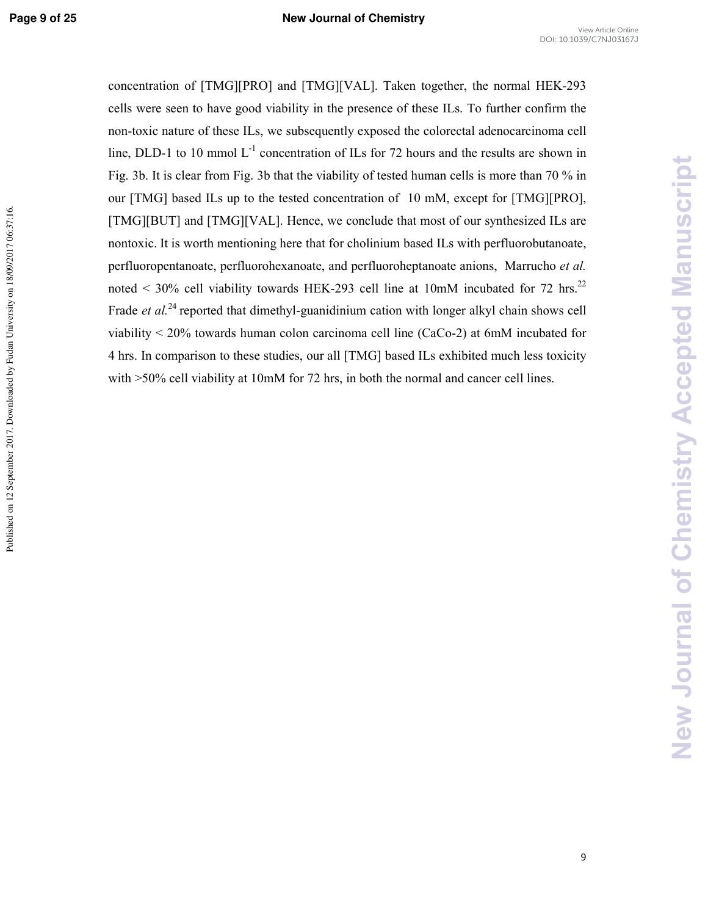concentration of [TMG][PRO] and [TMG][VAL]. Taken together, the normal HEK-293 cells were seen to have good viability in the presence of these ILs. To further confirm the non-toxic nature of these ILs, we subsequently exposed the colorectal adenocarcinoma cell line, DLD-1 to 10 mmol $L^{-1}$ concentration of ILs for 72 hours and the results are shown in Fig. 3b. It is clear from Fig. 3b that the viability of tested human cells is more than 70 % in our [TMG] based ILs up to the tested concentration of 10 mM, except for [TMG][PRO], [TMG][BUT] and [TMG][VAL]. Hence, we conclude that most of our synthesized ILs are nontoxic. It is worth mentioning here that for cholinium based ILs with perfluorobutanoate, perfluoropentanoate, perfluorohexanoate, and perfluoroheptanoate anions, Marrucho *et al.* noted < 30% cell viability towards HEK-293 cell line at 10mM incubated for 72 hrs.[22] Frade *et al.*[24] reported that dimethyl-guanidinium cation with longer alkyl chain shows cell viability < 20% towards human colon carcinoma cell line (CaCo-2) at 6mM incubated for 4 hrs. In comparison to these studies, our all [TMG] based ILs exhibited much less toxicity with >50% cell viability at 10mM for 72 hrs, in both the normal and cancer cell lines.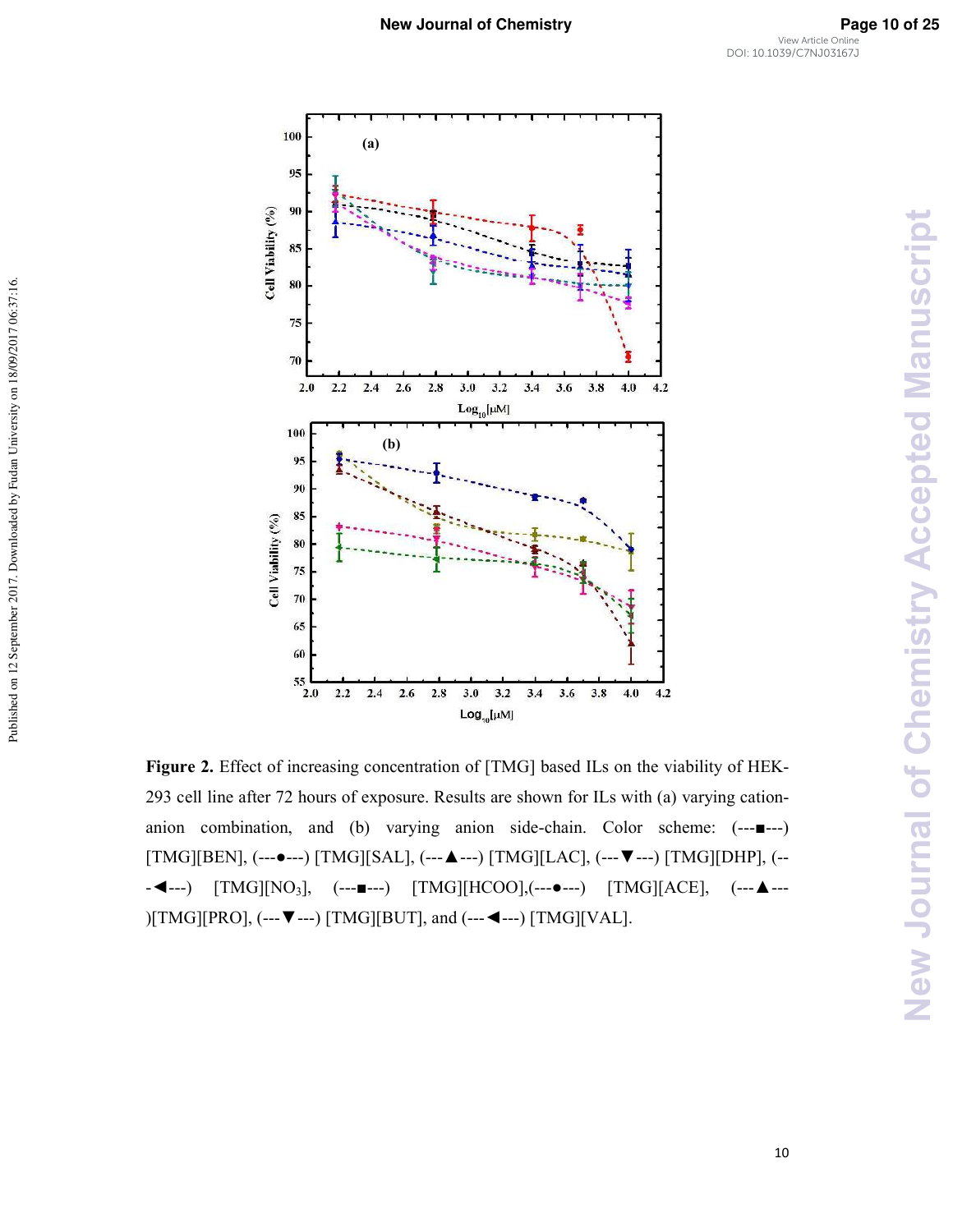Figure 2. Effect of increasing concentration of [TMG] based ILs on the viability of HEK-293 cell line after 72 hours of exposure. Results are shown for ILs with (a) varying cation-anion combination, and (b) varying anion side-chain. Color scheme: (---■---) [TMG][BEN], (---●---) [TMG][SAL], (---▲---) [TMG][LAC], (---▼---) [TMG][DHP], (---◄---) [TMG][$NO_3$], (---■---) [TMG][HCOO],(---●---) [TMG][ACE], (---▲---)[TMG][PRO], (---▼---) [TMG][BUT], and (---◄---) [TMG][VAL].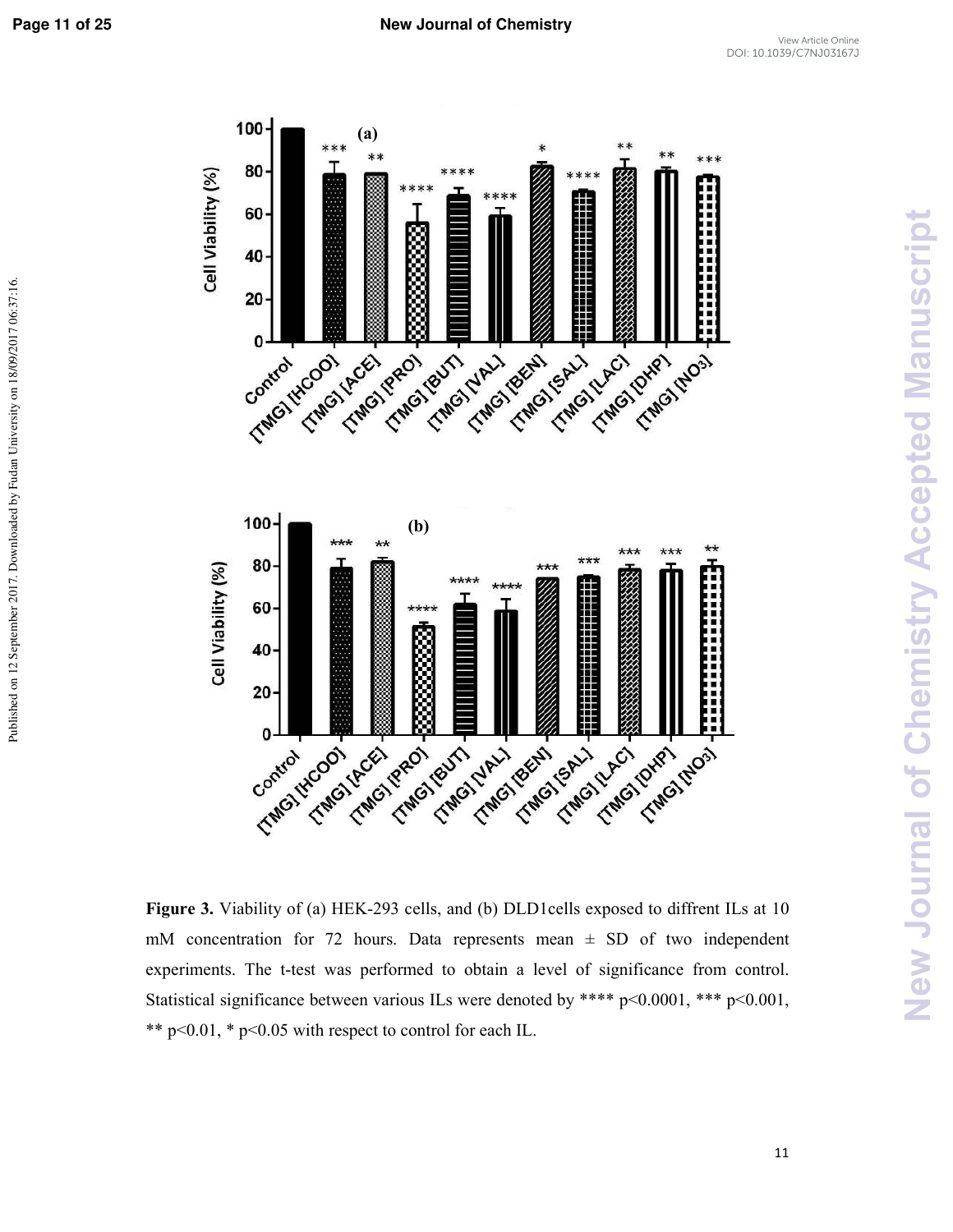Figure 3. Viability of (a) HEK-293 cells, and (b) DLD1cells exposed to diffrent ILs at 10 mM concentration for 72 hours. Data represents mean ± SD of two independent experiments. The t-test was performed to obtain a level of significance from control. Statistical significance between various ILs were denoted by **** p<0.0001, *** p<0.001, ** p<0.01, * p<0.05 with respect to control for each IL.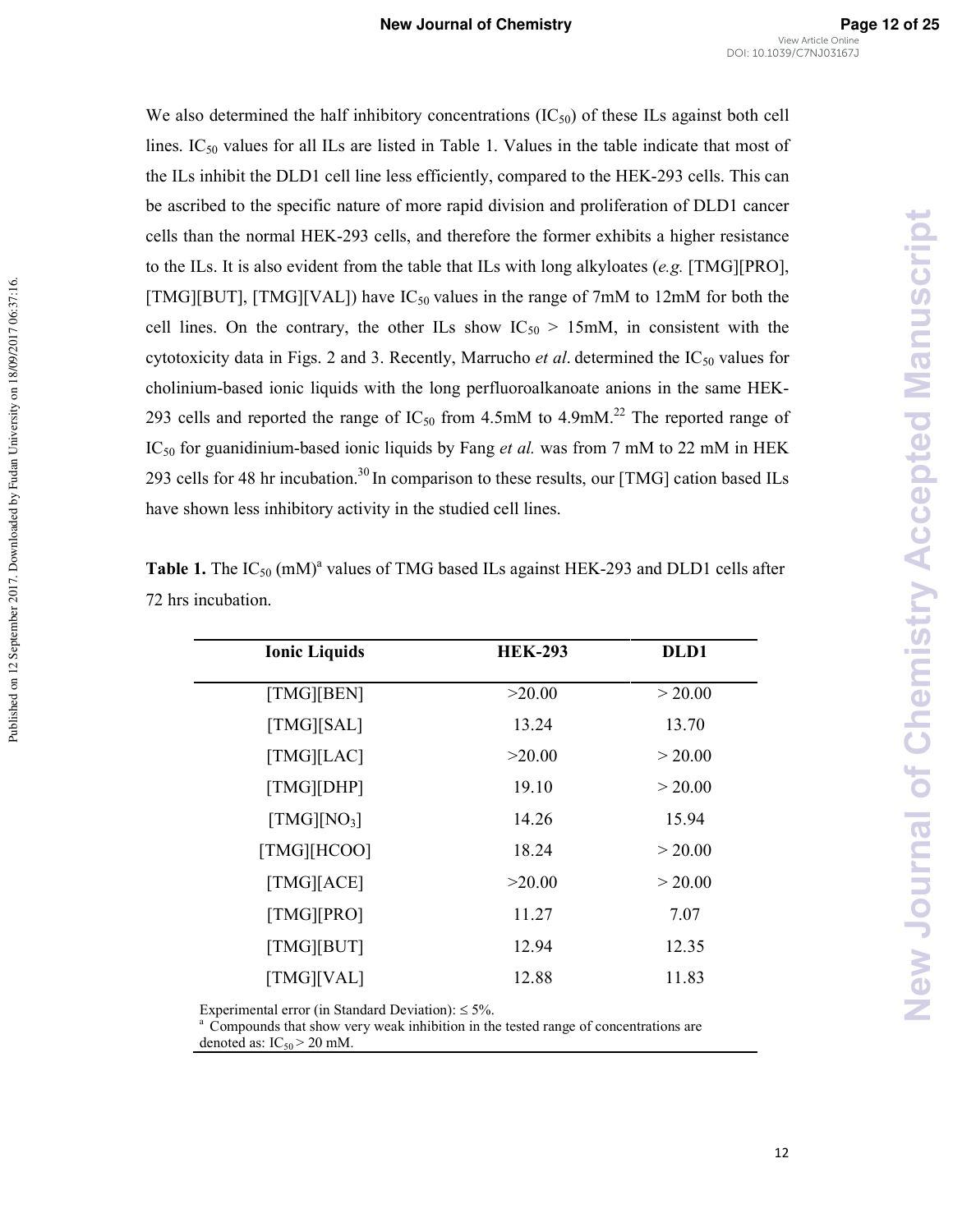We also determined the half inhibitory concentrations ($IC_{50}$) of these ILs against both cell lines. $IC_{50}$ values for all ILs are listed in Table 1. Values in the table indicate that most of the ILs inhibit the DLD1 cell line less efficiently, compared to the HEK-293 cells. This can be ascribed to the specific nature of more rapid division and proliferation of DLD1 cancer cells than the normal HEK-293 cells, and therefore the former exhibits a higher resistance to the ILs. It is also evident from the table that ILs with long alkyloates (*e.g.* [TMG][PRO], [TMG][BUT], [TMG][VAL]) have $IC_{50}$ values in the range of 7mM to 12mM for both the cell lines. On the contrary, the other ILs show $IC_{50}$ > 15mM, in consistent with the cytotoxicity data in Figs. 2 and 3. Recently, Marrucho *et al*. determined the $IC_{50}$ values for cholinium-based ionic liquids with the long perfluoroalkanoate anions in the same HEK-293 cells and reported the range of $IC_{50}$ from 4.5mM to 4.9mM.[22] The reported range of $IC_{50}$ for guanidinium-based ionic liquids by Fang *et al.* was from 7 mM to 22 mM in HEK 293 cells for 48 hr incubation.[30] In comparison to these results, our [TMG] cation based ILs have shown less inhibitory activity in the studied cell lines.

**Table 1.** The $IC_{50}$ (mM)[a] values of TMG based ILs against HEK-293 and DLD1 cells after 72 hrs incubation.

| Ionic Liquids | HEK-293 | DLD1 |
|---|---|---|
| [TMG][BEN] | >20.00 | > 20.00 |
| [TMG][SAL] | 13.24 | 13.70 |
| [TMG][LAC] | >20.00 | > 20.00 |
| [TMG][DHP] | 19.10 | > 20.00 |
| [TMG][$NO_3$] | 14.26 | 15.94 |
| [TMG][HCOO] | 18.24 | > 20.00 |
| [TMG][ACE] | >20.00 | > 20.00 |
| [TMG][PRO] | 11.27 | 7.07 |
| [TMG][BUT] | 12.94 | 12.35 |
| [TMG][VAL] | 12.88 | 11.83 |

Experimental error (in Standard Deviation): ≤ 5%.
[a] Compounds that show very weak inhibition in the tested range of concentrations are denoted as: $IC_{50}$ > 20 mM.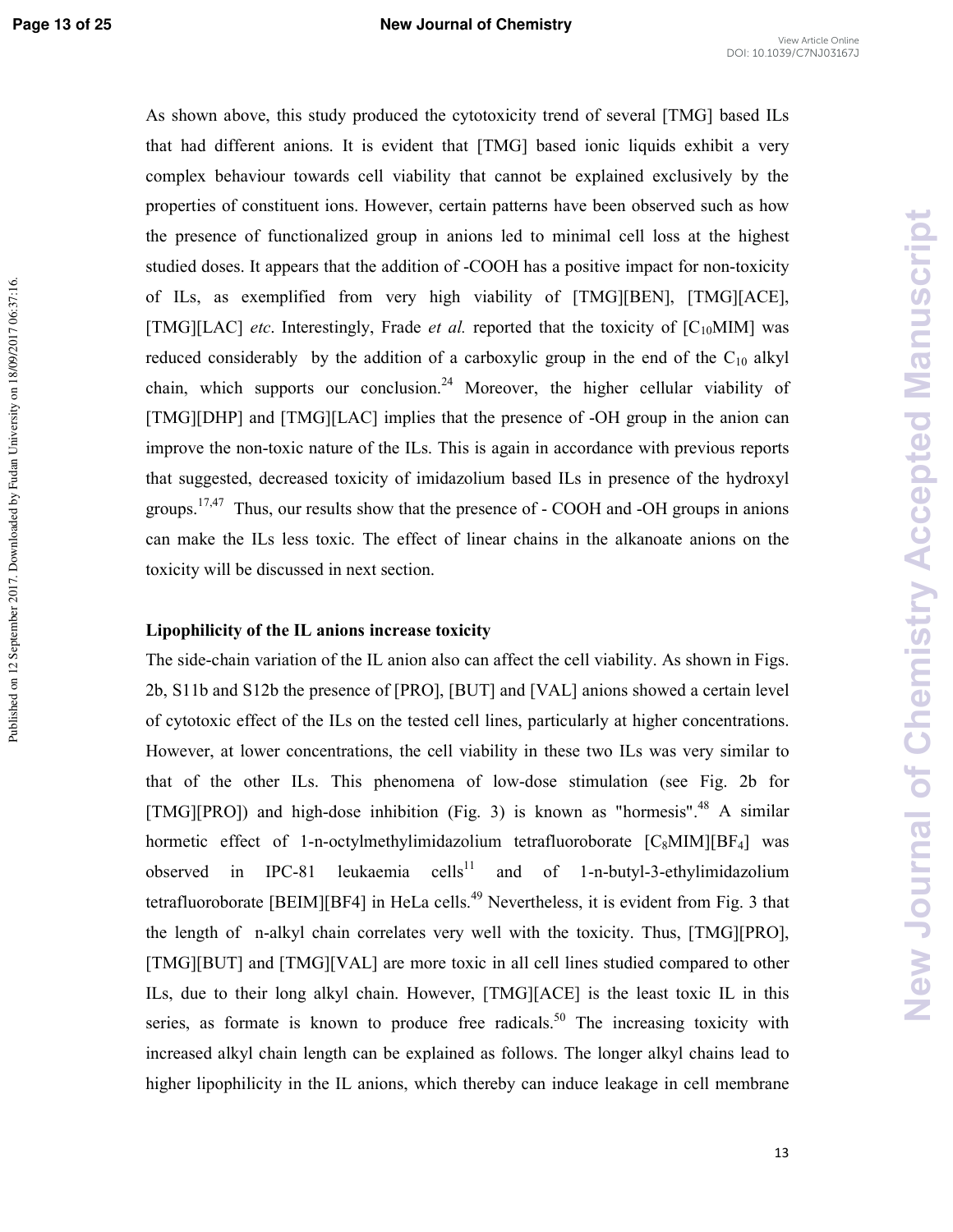As shown above, this study produced the cytotoxicity trend of several [TMG] based ILs that had different anions. It is evident that [TMG] based ionic liquids exhibit a very complex behaviour towards cell viability that cannot be explained exclusively by the properties of constituent ions. However, certain patterns have been observed such as how the presence of functionalized group in anions led to minimal cell loss at the highest studied doses. It appears that the addition of -COOH has a positive impact for non-toxicity of ILs, as exemplified from very high viability of [TMG][BEN], [TMG][ACE], [TMG][LAC] *etc*. Interestingly, Frade *et al.* reported that the toxicity of [$C_{10}$MIM] was reduced considerably by the addition of a carboxylic group in the end of the $C_{10}$ alkyl chain, which supports our conclusion.[24] Moreover, the higher cellular viability of [TMG][DHP] and [TMG][LAC] implies that the presence of -OH group in the anion can improve the non-toxic nature of the ILs. This is again in accordance with previous reports that suggested, decreased toxicity of imidazolium based ILs in presence of the hydroxyl groups.[17,47] Thus, our results show that the presence of - COOH and -OH groups in anions can make the ILs less toxic. The effect of linear chains in the alkanoate anions on the toxicity will be discussed in next section.

**Lipophilicity of the IL anions increase toxicity**

The side-chain variation of the IL anion also can affect the cell viability. As shown in Figs. 2b, S11b and S12b the presence of [PRO], [BUT] and [VAL] anions showed a certain level of cytotoxic effect of the ILs on the tested cell lines, particularly at higher concentrations. However, at lower concentrations, the cell viability in these two ILs was very similar to that of the other ILs. This phenomena of low-dose stimulation (see Fig. 2b for [TMG][PRO]) and high-dose inhibition (Fig. 3) is known as "hormesis".[48] A similar hormetic effect of 1-n-octylmethylimidazolium tetrafluoroborate [$C_8$MIM][$BF_4$] was observed in IPC-81 leukaemia cells[11] and of 1-n-butyl-3-ethylimidazolium tetrafluoroborate [BEIM][BF4] in HeLa cells.[49] Nevertheless, it is evident from Fig. 3 that the length of n-alkyl chain correlates very well with the toxicity. Thus, [TMG][PRO], [TMG][BUT] and [TMG][VAL] are more toxic in all cell lines studied compared to other ILs, due to their long alkyl chain. However, [TMG][ACE] is the least toxic IL in this series, as formate is known to produce free radicals.[50] The increasing toxicity with increased alkyl chain length can be explained as follows. The longer alkyl chains lead to higher lipophilicity in the IL anions, which thereby can induce leakage in cell membrane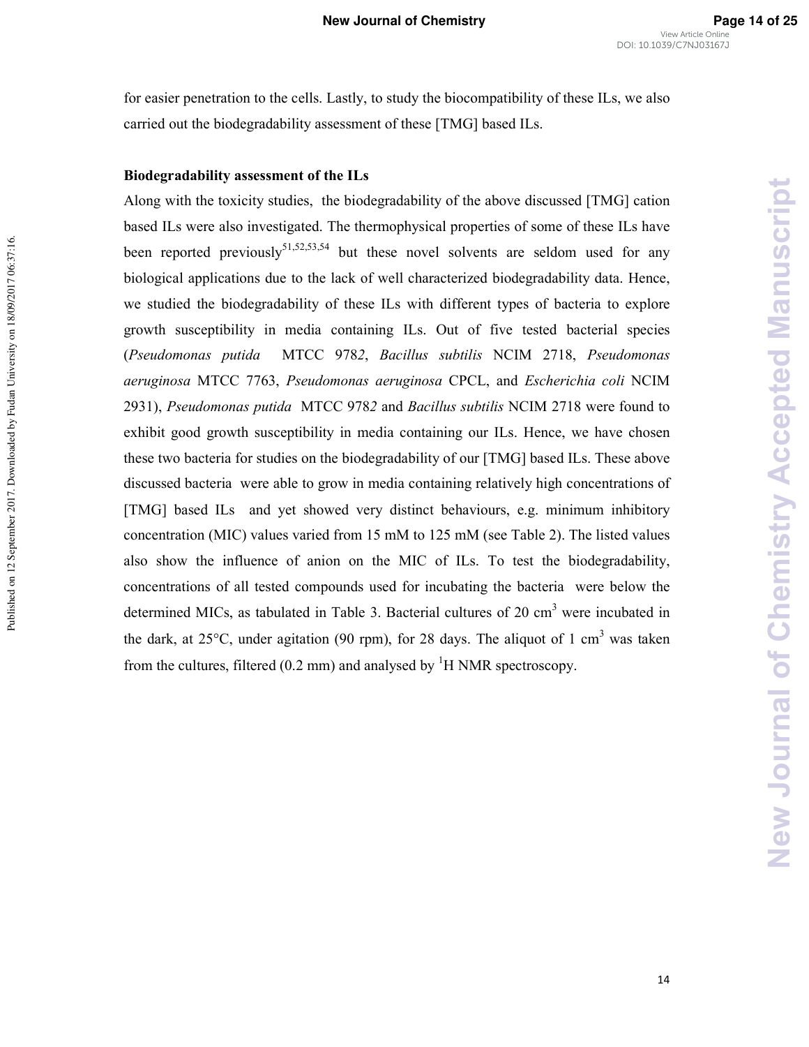for easier penetration to the cells. Lastly, to study the biocompatibility of these ILs, we also carried out the biodegradability assessment of these [TMG] based ILs.

**Biodegradability assessment of the ILs**

Along with the toxicity studies, the biodegradability of the above discussed [TMG] cation based ILs were also investigated. The thermophysical properties of some of these ILs have been reported previously[51,52,53,54] but these novel solvents are seldom used for any biological applications due to the lack of well characterized biodegradability data. Hence, we studied the biodegradability of these ILs with different types of bacteria to explore growth susceptibility in media containing ILs. Out of five tested bacterial species (*Pseudomonas putida* MTCC 9782, *Bacillus subtilis* NCIM 2718, *Pseudomonas aeruginosa* MTCC 7763, *Pseudomonas aeruginosa* CPCL, and *Escherichia coli* NCIM 2931), *Pseudomonas putida* MTCC 9782 and *Bacillus subtilis* NCIM 2718 were found to exhibit good growth susceptibility in media containing our ILs. Hence, we have chosen these two bacteria for studies on the biodegradability of our [TMG] based ILs. These above discussed bacteria were able to grow in media containing relatively high concentrations of [TMG] based ILs and yet showed very distinct behaviours, e.g. minimum inhibitory concentration (MIC) values varied from 15 mM to 125 mM (see Table 2). The listed values also show the influence of anion on the MIC of ILs. To test the biodegradability, concentrations of all tested compounds used for incubating the bacteria were below the determined MICs, as tabulated in Table 3. Bacterial cultures of 20 $cm^3$ were incubated in the dark, at 25°C, under agitation (90 rpm), for 28 days. The aliquot of 1 $cm^3$ was taken from the cultures, filtered (0.2 mm) and analysed by $^1H$ NMR spectroscopy.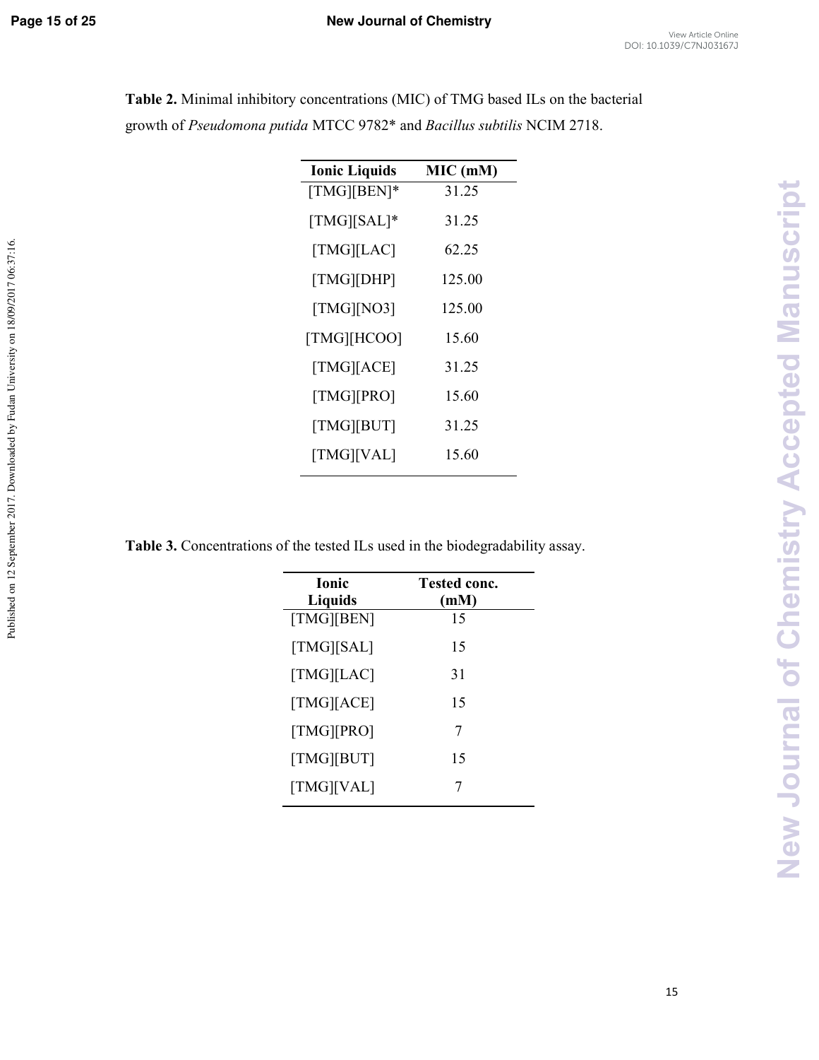**Table 2.** Minimal inhibitory concentrations (MIC) of TMG based ILs on the bacterial growth of *Pseudomona putida* MTCC 9782* and *Bacillus subtilis* NCIM 2718.

| Ionic Liquids | MIC (mM) |
|---|---|
| [TMG][BEN]* | 31.25 |
| [TMG][SAL]* | 31.25 |
| [TMG][LAC] | 62.25 |
| [TMG][DHP] | 125.00 |
| [TMG][NO3] | 125.00 |
| [TMG][HCOO] | 15.60 |
| [TMG][ACE] | 31.25 |
| [TMG][PRO] | 15.60 |
| [TMG][BUT] | 31.25 |
| [TMG][VAL] | 15.60 |

**Table 3.** Concentrations of the tested ILs used in the biodegradability assay.

| Ionic Liquids | Tested conc. (mM) |
|---|---|
| [TMG][BEN] | 15 |
| [TMG][SAL] | 15 |
| [TMG][LAC] | 31 |
| [TMG][ACE] | 15 |
| [TMG][PRO] | 7 |
| [TMG][BUT] | 15 |
| [TMG][VAL] | 7 |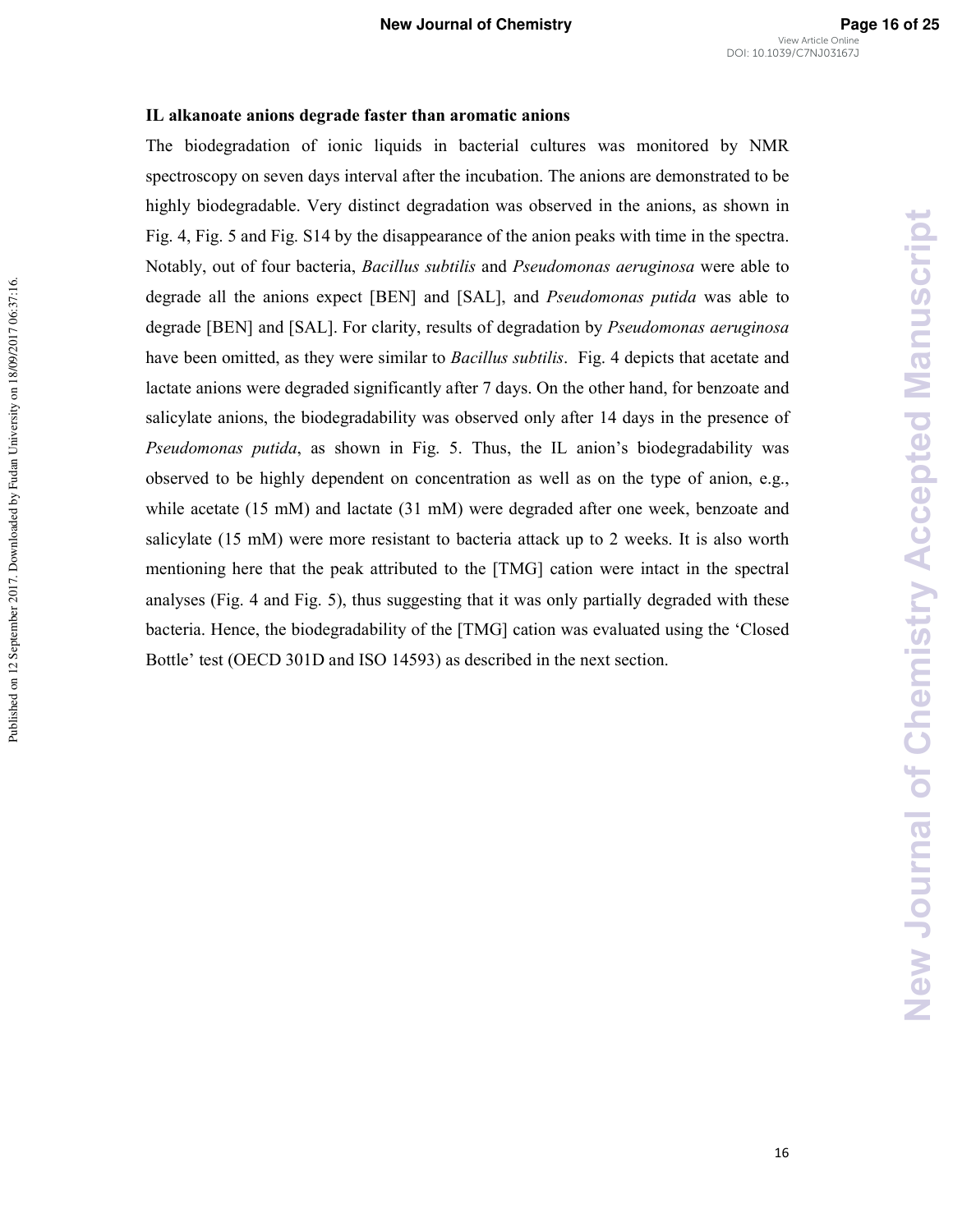**IL alkanoate anions degrade faster than aromatic anions**

The biodegradation of ionic liquids in bacterial cultures was monitored by NMR spectroscopy on seven days interval after the incubation. The anions are demonstrated to be highly biodegradable. Very distinct degradation was observed in the anions, as shown in Fig. 4, Fig. 5 and Fig. S14 by the disappearance of the anion peaks with time in the spectra. Notably, out of four bacteria, *Bacillus subtilis* and *Pseudomonas aeruginosa* were able to degrade all the anions expect [BEN] and [SAL], and *Pseudomonas putida* was able to degrade [BEN] and [SAL]. For clarity, results of degradation by *Pseudomonas aeruginosa* have been omitted, as they were similar to *Bacillus subtilis*. Fig. 4 depicts that acetate and lactate anions were degraded significantly after 7 days. On the other hand, for benzoate and salicylate anions, the biodegradability was observed only after 14 days in the presence of *Pseudomonas putida*, as shown in Fig. 5. Thus, the IL anion's biodegradability was observed to be highly dependent on concentration as well as on the type of anion, e.g., while acetate (15 mM) and lactate (31 mM) were degraded after one week, benzoate and salicylate (15 mM) were more resistant to bacteria attack up to 2 weeks. It is also worth mentioning here that the peak attributed to the [TMG] cation were intact in the spectral analyses (Fig. 4 and Fig. 5), thus suggesting that it was only partially degraded with these bacteria. Hence, the biodegradability of the [TMG] cation was evaluated using the 'Closed Bottle' test (OECD 301D and ISO 14593) as described in the next section.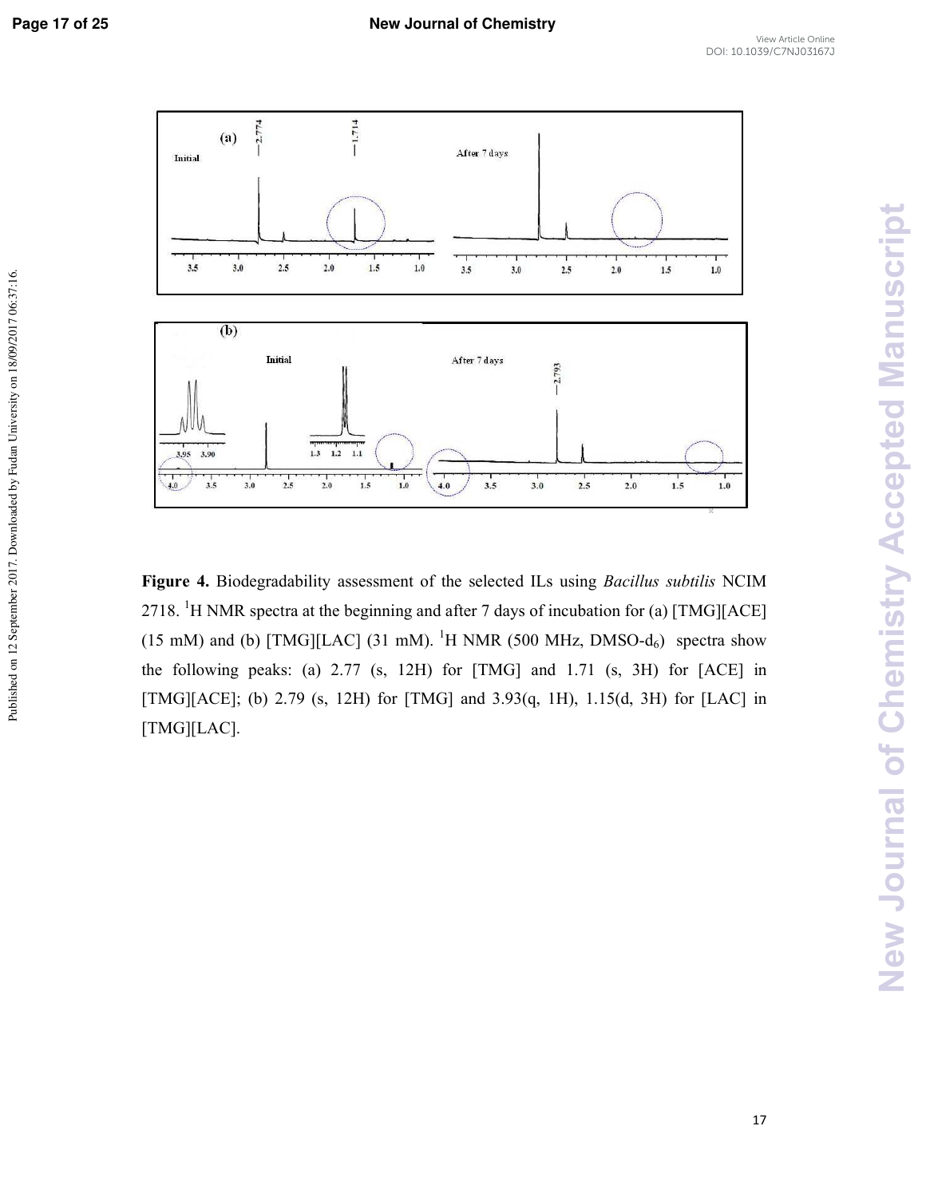**Figure 4.** Biodegradability assessment of the selected ILs using *Bacillus subtilis* NCIM 2718. $^{1}$H NMR spectra at the beginning and after 7 days of incubation for (a) [TMG][ACE] (15 mM) and (b) [TMG][LAC] (31 mM). $^{1}$H NMR (500 MHz, DMSO-$d_6$) spectra show the following peaks: (a) 2.77 (s, 12H) for [TMG] and 1.71 (s, 3H) for [ACE] in [TMG][ACE]; (b) 2.79 (s, 12H) for [TMG] and 3.93(q, 1H), 1.15(d, 3H) for [LAC] in [TMG][LAC].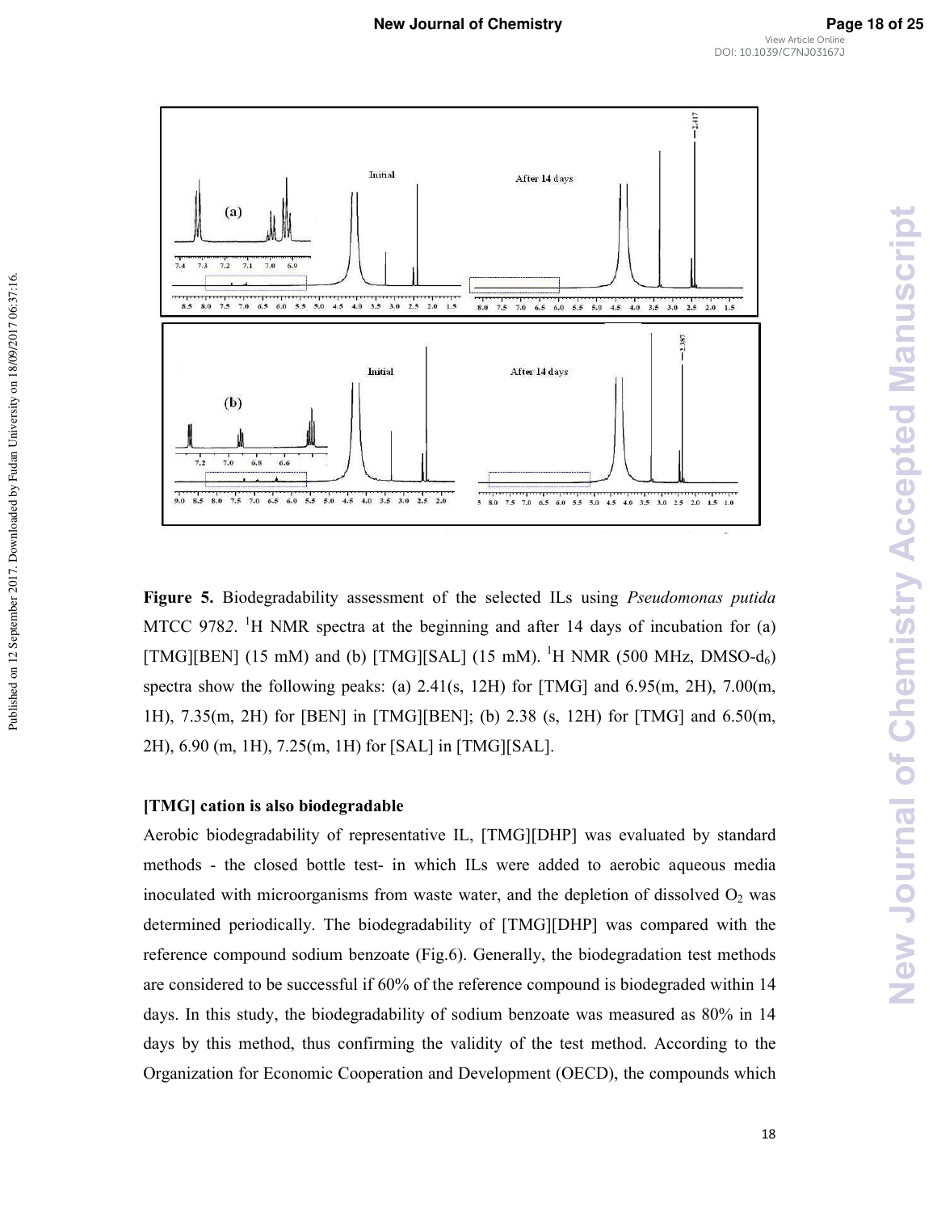**Figure 5.** Biodegradability assessment of the selected ILs using *Pseudomonas putida* MTCC 9782. $^{1}$H NMR spectra at the beginning and after 14 days of incubation for (a) [TMG][BEN] (15 mM) and (b) [TMG][SAL] (15 mM). $^{1}$H NMR (500 MHz, DMSO-$d_6$) spectra show the following peaks: (a) 2.41(s, 12H) for [TMG] and 6.95(m, 2H), 7.00(m, 1H), 7.35(m, 2H) for [BEN] in [TMG][BEN]; (b) 2.38 (s, 12H) for [TMG] and 6.50(m, 2H), 6.90 (m, 1H), 7.25(m, 1H) for [SAL] in [TMG][SAL].

### [TMG] cation is also biodegradable

Aerobic biodegradability of representative IL, [TMG][DHP] was evaluated by standard methods - the closed bottle test- in which ILs were added to aerobic aqueous media inoculated with microorganisms from waste water, and the depletion of dissolved $O_2$ was determined periodically. The biodegradability of [TMG][DHP] was compared with the reference compound sodium benzoate (Fig.6). Generally, the biodegradation test methods are considered to be successful if 60% of the reference compound is biodegraded within 14 days. In this study, the biodegradability of sodium benzoate was measured as 80% in 14 days by this method, thus confirming the validity of the test method. According to the Organization for Economic Cooperation and Development (OECD), the compounds which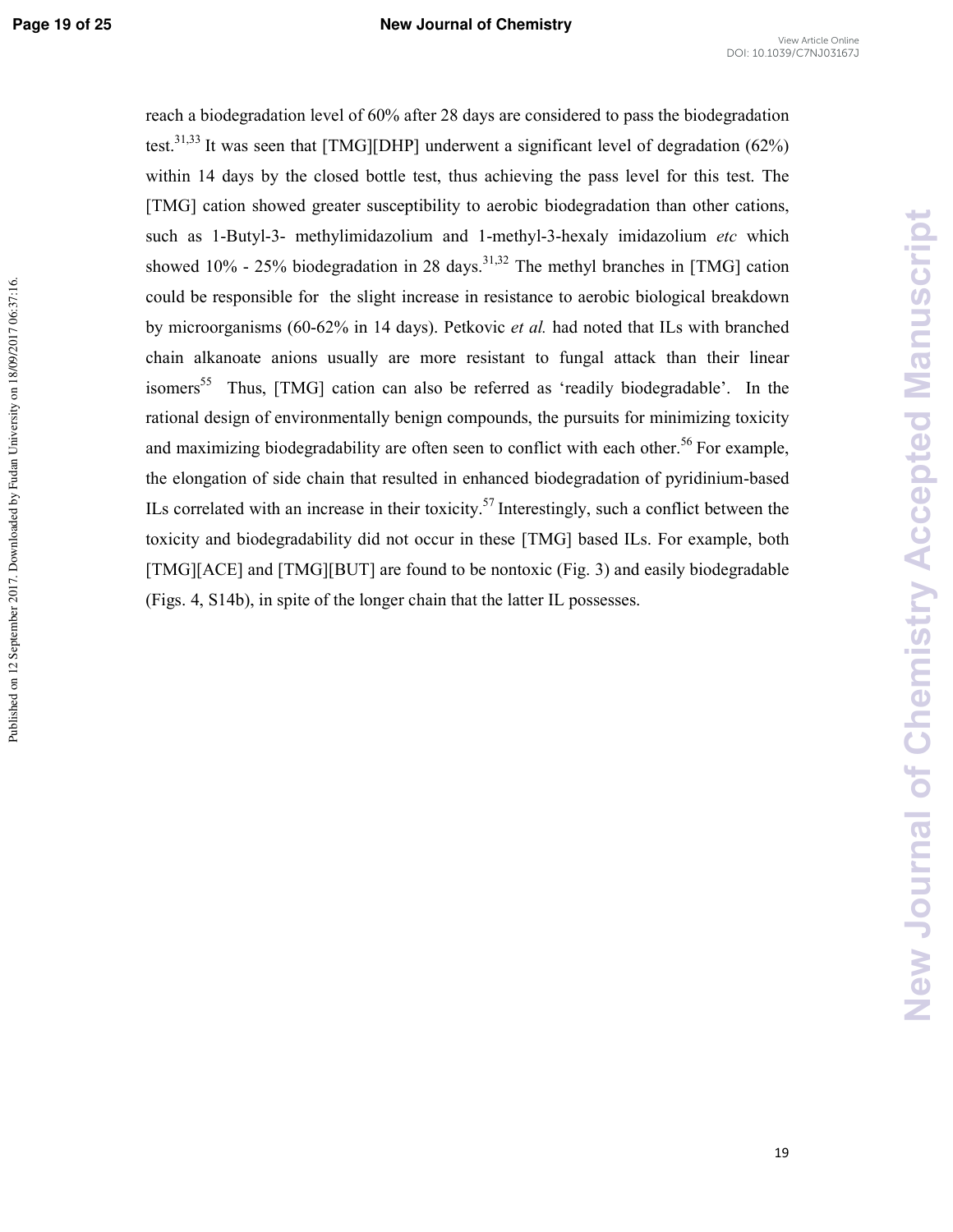reach a biodegradation level of 60% after 28 days are considered to pass the biodegradation test.[31,33] It was seen that [TMG][DHP] underwent a significant level of degradation (62%) within 14 days by the closed bottle test, thus achieving the pass level for this test. The [TMG] cation showed greater susceptibility to aerobic biodegradation than other cations, such as 1-Butyl-3- methylimidazolium and 1-methyl-3-hexaly imidazolium *etc* which showed 10% - 25% biodegradation in 28 days.[31,32] The methyl branches in [TMG] cation could be responsible for the slight increase in resistance to aerobic biological breakdown by microorganisms (60-62% in 14 days). Petkovic *et al.* had noted that ILs with branched chain alkanoate anions usually are more resistant to fungal attack than their linear isomers[55] Thus, [TMG] cation can also be referred as 'readily biodegradable'. In the rational design of environmentally benign compounds, the pursuits for minimizing toxicity and maximizing biodegradability are often seen to conflict with each other.[56] For example, the elongation of side chain that resulted in enhanced biodegradation of pyridinium-based ILs correlated with an increase in their toxicity.[57] Interestingly, such a conflict between the toxicity and biodegradability did not occur in these [TMG] based ILs. For example, both [TMG][ACE] and [TMG][BUT] are found to be nontoxic (Fig. 3) and easily biodegradable (Figs. 4, S14b), in spite of the longer chain that the latter IL possesses.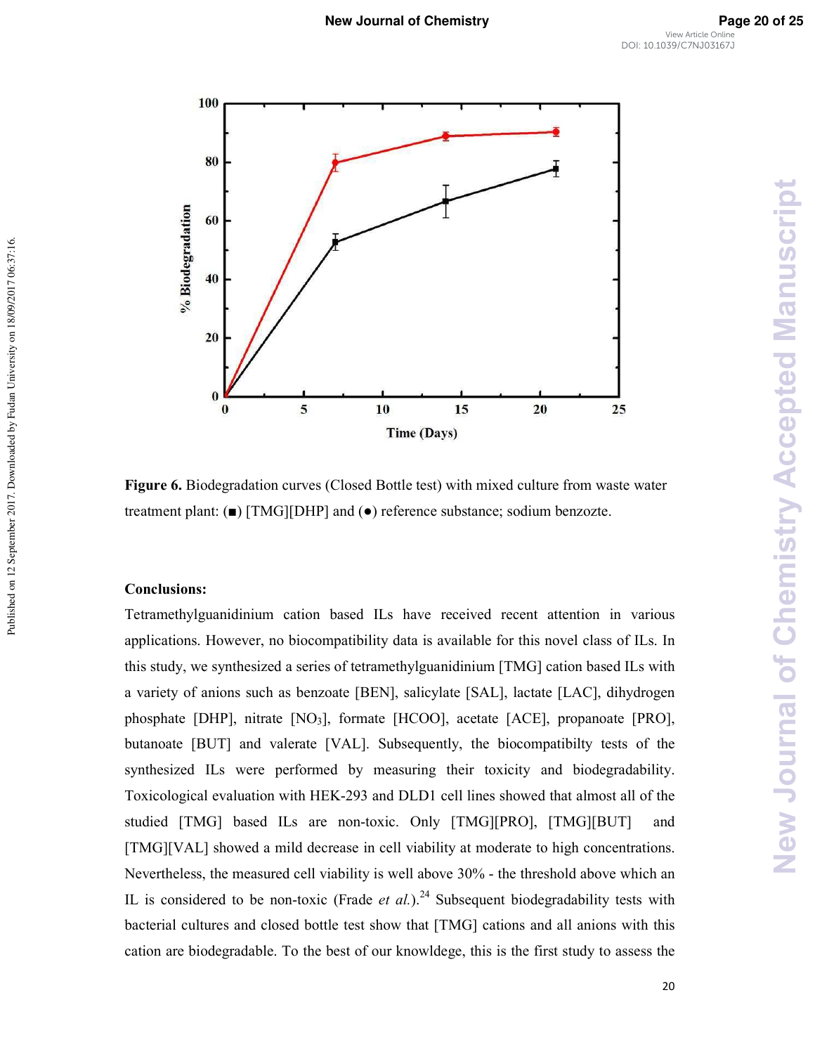**Figure 6.** Biodegradation curves (Closed Bottle test) with mixed culture from waste water treatment plant: (■) [TMG][DHP] and (●) reference substance; sodium benzozte.

## Conclusions:

Tetramethylguanidinium cation based ILs have received recent attention in various applications. However, no biocompatibility data is available for this novel class of ILs. In this study, we synthesized a series of tetramethylguanidinium [TMG] cation based ILs with a variety of anions such as benzoate [BEN], salicylate [SAL], lactate [LAC], dihydrogen phosphate [DHP], nitrate [$NO_3$], formate [HCOO], acetate [ACE], propanoate [PRO], butanoate [BUT] and valerate [VAL]. Subsequently, the biocompatibilty tests of the synthesized ILs were performed by measuring their toxicity and biodegradability. Toxicological evaluation with HEK-293 and DLD1 cell lines showed that almost all of the studied [TMG] based ILs are non-toxic. Only [TMG][PRO], [TMG][BUT] and [TMG][VAL] showed a mild decrease in cell viability at moderate to high concentrations. Nevertheless, the measured cell viability is well above 30% - the threshold above which an IL is considered to be non-toxic (Frade *et al.*).[24] Subsequent biodegradability tests with bacterial cultures and closed bottle test show that [TMG] cations and all anions with this cation are biodegradable. To the best of our knowldege, this is the first study to assess the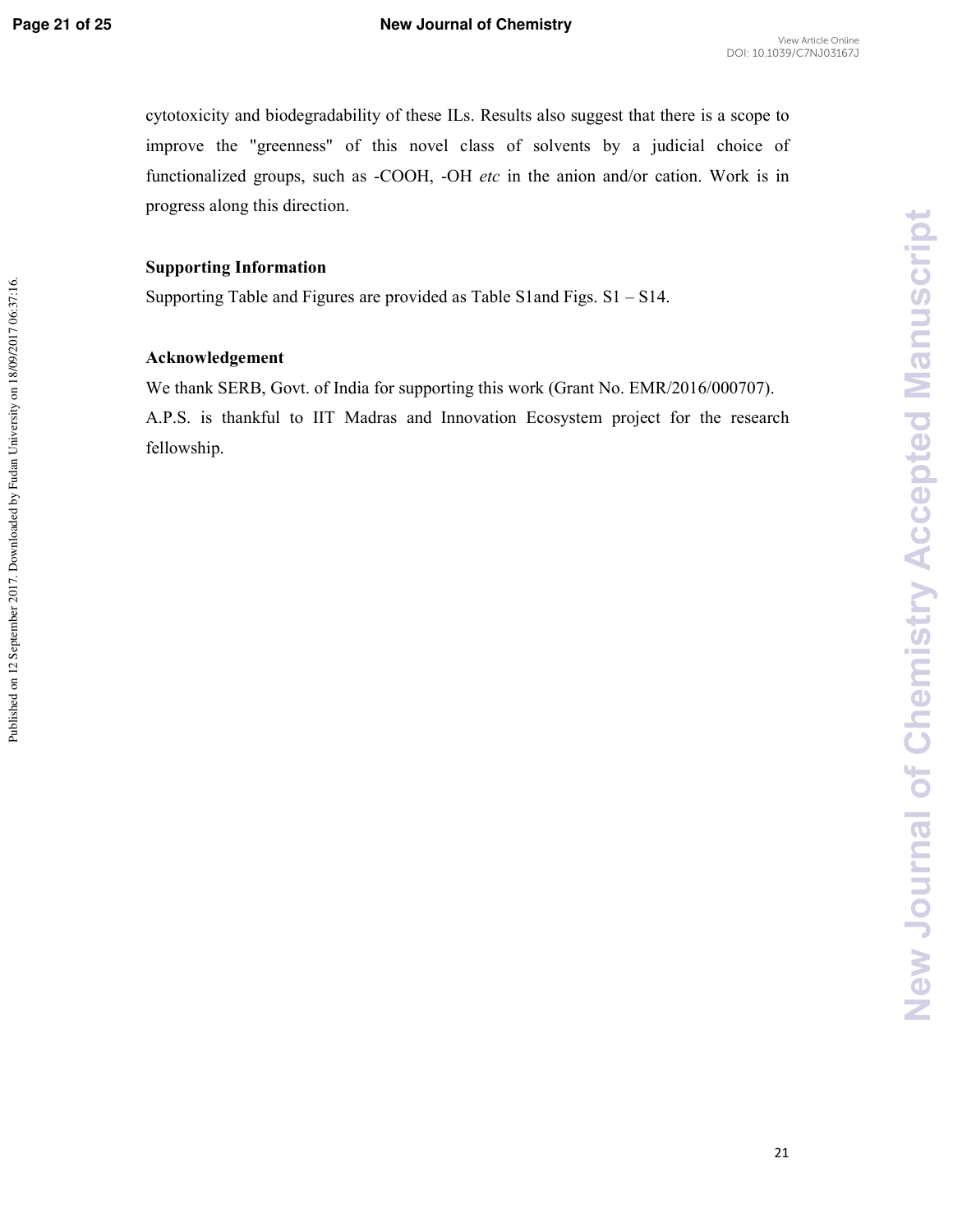cytotoxicity and biodegradability of these ILs. Results also suggest that there is a scope to improve the "greenness" of this novel class of solvents by a judicial choice of functionalized groups, such as -COOH, -OH *etc* in the anion and/or cation. Work is in progress along this direction.

## Supporting Information

Supporting Table and Figures are provided as Table S1and Figs. S1 – S14.

## Acknowledgement

We thank SERB, Govt. of India for supporting this work (Grant No. EMR/2016/000707). A.P.S. is thankful to IIT Madras and Innovation Ecosystem project for the research fellowship.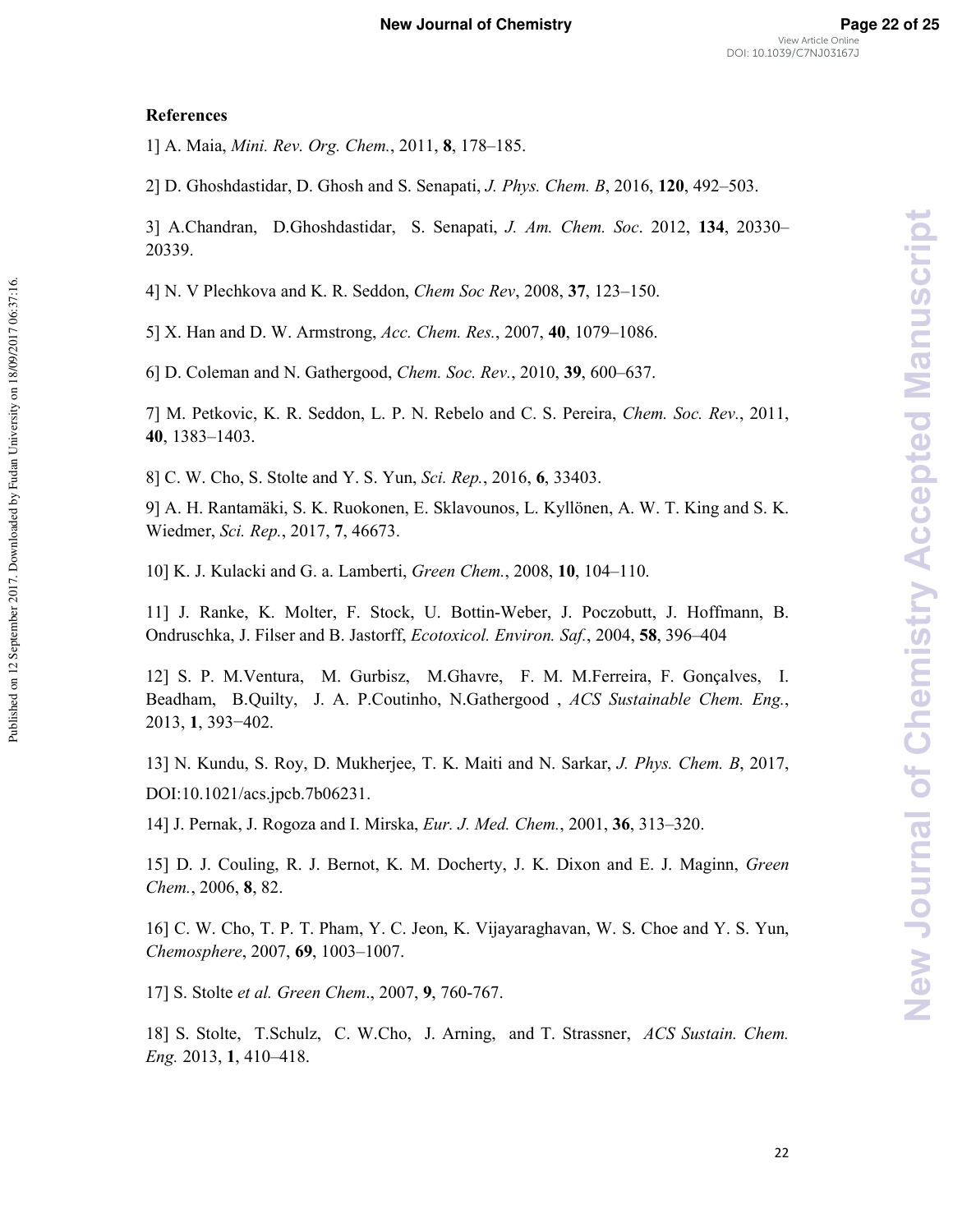**References**

1] A. Maia, *Mini. Rev. Org. Chem.*, 2011, **8**, 178–185.

2] D. Ghoshdastidar, D. Ghosh and S. Senapati, *J. Phys. Chem. B*, 2016, **120**, 492–503.

3] A.Chandran, D.Ghoshdastidar, S. Senapati, *J. Am. Chem. Soc*. 2012, **134**, 20330–20339.

4] N. V Plechkova and K. R. Seddon, *Chem Soc Rev*, 2008, **37**, 123–150.

5] X. Han and D. W. Armstrong, *Acc. Chem. Res.*, 2007, **40**, 1079–1086.

6] D. Coleman and N. Gathergood, *Chem. Soc. Rev.*, 2010, **39**, 600–637.

7] M. Petkovic, K. R. Seddon, L. P. N. Rebelo and C. S. Pereira, *Chem. Soc. Rev.*, 2011, **40**, 1383–1403.

8] C. W. Cho, S. Stolte and Y. S. Yun, *Sci. Rep.*, 2016, **6**, 33403.

9] A. H. Rantamäki, S. K. Ruokonen, E. Sklavounos, L. Kyllönen, A. W. T. King and S. K. Wiedmer, *Sci. Rep.*, 2017, **7**, 46673.

10] K. J. Kulacki and G. a. Lamberti, *Green Chem.*, 2008, **10**, 104–110.

11] J. Ranke, K. Molter, F. Stock, U. Bottin-Weber, J. Poczobutt, J. Hoffmann, B. Ondruschka, J. Filser and B. Jastorff, *Ecotoxicol. Environ. Saf.*, 2004, **58**, 396–404

12] S. P. M.Ventura, M. Gurbisz, M.Ghavre, F. M. M.Ferreira, F. Gonçalves, I. Beadham, B.Quilty, J. A. P.Coutinho, N.Gathergood , *ACS Sustainable Chem. Eng.*, 2013, **1**, 393−402.

13] N. Kundu, S. Roy, D. Mukherjee, T. K. Maiti and N. Sarkar, *J. Phys. Chem. B*, 2017, DOI:10.1021/acs.jpcb.7b06231.

14] J. Pernak, J. Rogoza and I. Mirska, *Eur. J. Med. Chem.*, 2001, **36**, 313–320.

15] D. J. Couling, R. J. Bernot, K. M. Docherty, J. K. Dixon and E. J. Maginn, *Green Chem.*, 2006, **8**, 82.

16] C. W. Cho, T. P. T. Pham, Y. C. Jeon, K. Vijayaraghavan, W. S. Choe and Y. S. Yun, *Chemosphere*, 2007, **69**, 1003–1007.

17] S. Stolte *et al. Green Chem*., 2007, **9**, 760-767.

18] S. Stolte, T.Schulz, C. W.Cho, J. Arning, and T. Strassner, *ACS Sustain. Chem. Eng.* 2013, **1**, 410–418.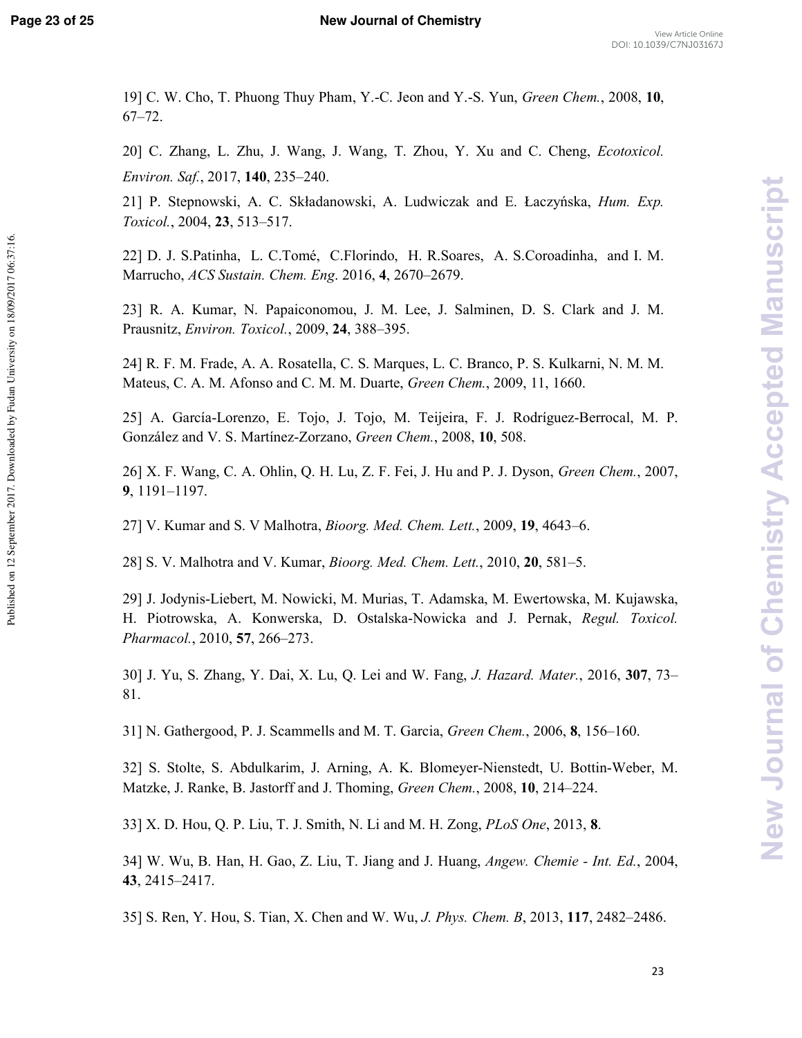19] C. W. Cho, T. Phuong Thuy Pham, Y.-C. Jeon and Y.-S. Yun, *Green Chem.*, 2008, **10**, 67–72.

20] C. Zhang, L. Zhu, J. Wang, J. Wang, T. Zhou, Y. Xu and C. Cheng, *Ecotoxicol. Environ. Saf.*, 2017, **140**, 235–240.

21] P. Stepnowski, A. C. Składanowski, A. Ludwiczak and E. Łaczyńska, *Hum. Exp. Toxicol.*, 2004, **23**, 513–517.

22] D. J. S.Patinha, L. C.Tomé, C.Florindo, H. R.Soares, A. S.Coroadinha, and I. M. Marrucho, *ACS Sustain. Chem. Eng*. 2016, **4**, 2670–2679.

23] R. A. Kumar, N. Papaiconomou, J. M. Lee, J. Salminen, D. S. Clark and J. M. Prausnitz, *Environ. Toxicol.*, 2009, **24**, 388–395.

24] R. F. M. Frade, A. A. Rosatella, C. S. Marques, L. C. Branco, P. S. Kulkarni, N. M. M. Mateus, C. A. M. Afonso and C. M. M. Duarte, *Green Chem.*, 2009, 11, 1660.

25] A. García-Lorenzo, E. Tojo, J. Tojo, M. Teijeira, F. J. Rodríguez-Berrocal, M. P. González and V. S. Martínez-Zorzano, *Green Chem.*, 2008, **10**, 508.

26] X. F. Wang, C. A. Ohlin, Q. H. Lu, Z. F. Fei, J. Hu and P. J. Dyson, *Green Chem.*, 2007, **9**, 1191–1197.

27] V. Kumar and S. V Malhotra, *Bioorg. Med. Chem. Lett.*, 2009, **19**, 4643–6.

28] S. V. Malhotra and V. Kumar, *Bioorg. Med. Chem. Lett.*, 2010, **20**, 581–5.

29] J. Jodynis-Liebert, M. Nowicki, M. Murias, T. Adamska, M. Ewertowska, M. Kujawska, H. Piotrowska, A. Konwerska, D. Ostalska-Nowicka and J. Pernak, *Regul. Toxicol. Pharmacol.*, 2010, **57**, 266–273.

30] J. Yu, S. Zhang, Y. Dai, X. Lu, Q. Lei and W. Fang, *J. Hazard. Mater.*, 2016, **307**, 73–81.

31] N. Gathergood, P. J. Scammells and M. T. Garcia, *Green Chem.*, 2006, **8**, 156–160.

32] S. Stolte, S. Abdulkarim, J. Arning, A. K. Blomeyer-Nienstedt, U. Bottin-Weber, M. Matzke, J. Ranke, B. Jastorff and J. Thoming, *Green Chem.*, 2008, **10**, 214–224.

33] X. D. Hou, Q. P. Liu, T. J. Smith, N. Li and M. H. Zong, *PLoS One*, 2013, **8**.

34] W. Wu, B. Han, H. Gao, Z. Liu, T. Jiang and J. Huang, *Angew. Chemie - Int. Ed.*, 2004, **43**, 2415–2417.

35] S. Ren, Y. Hou, S. Tian, X. Chen and W. Wu, *J. Phys. Chem. B*, 2013, **117**, 2482–2486.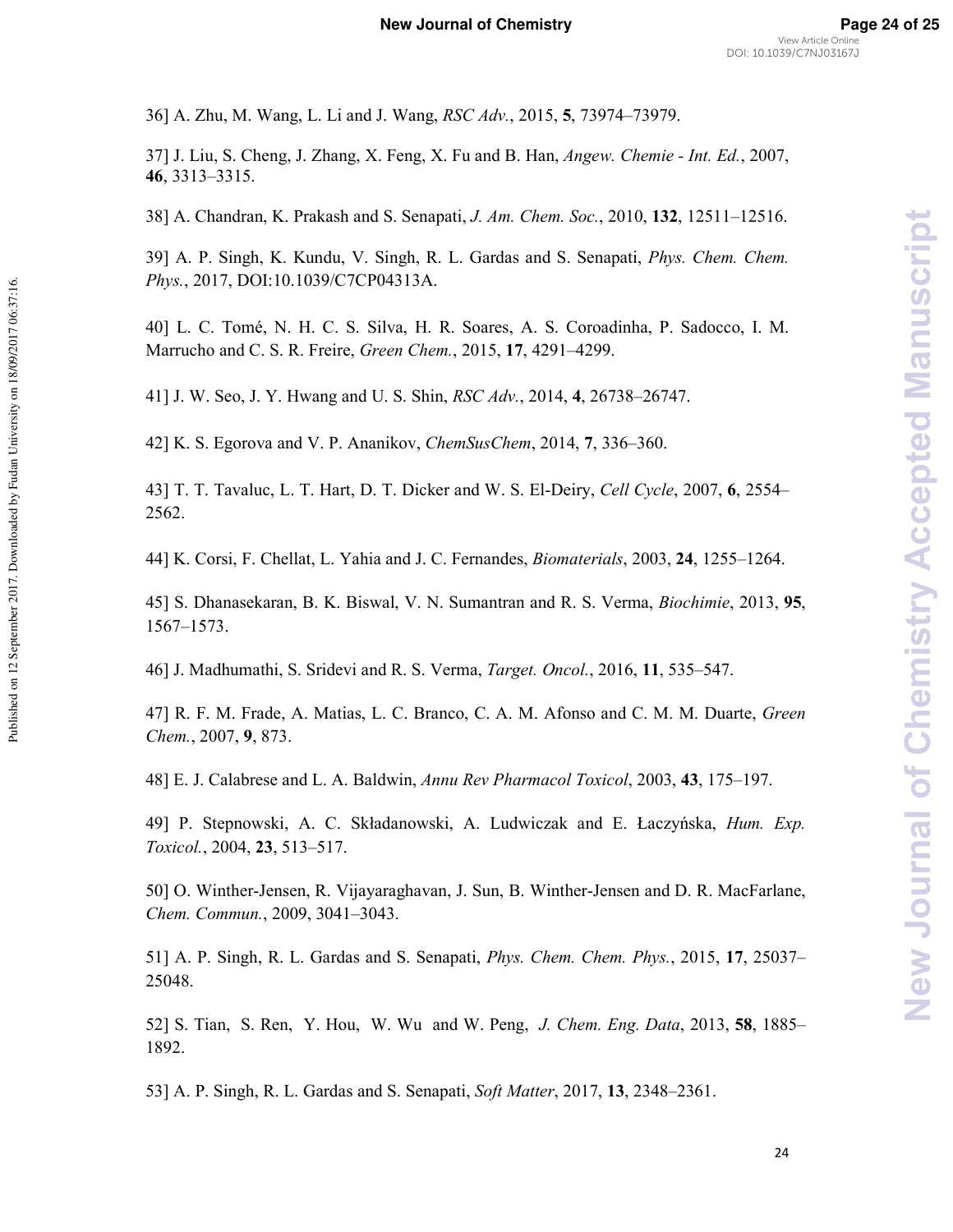36] A. Zhu, M. Wang, L. Li and J. Wang, *RSC Adv.*, 2015, **5**, 73974–73979.

37] J. Liu, S. Cheng, J. Zhang, X. Feng, X. Fu and B. Han, *Angew. Chemie - Int. Ed.*, 2007, **46**, 3313–3315.

38] A. Chandran, K. Prakash and S. Senapati, *J. Am. Chem. Soc.*, 2010, **132**, 12511–12516.

39] A. P. Singh, K. Kundu, V. Singh, R. L. Gardas and S. Senapati, *Phys. Chem. Chem. Phys.*, 2017, DOI:10.1039/C7CP04313A.

40] L. C. Tomé, N. H. C. S. Silva, H. R. Soares, A. S. Coroadinha, P. Sadocco, I. M. Marrucho and C. S. R. Freire, *Green Chem.*, 2015, **17**, 4291–4299.

41] J. W. Seo, J. Y. Hwang and U. S. Shin, *RSC Adv.*, 2014, **4**, 26738–26747.

42] K. S. Egorova and V. P. Ananikov, *ChemSusChem*, 2014, **7**, 336–360.

43] T. T. Tavaluc, L. T. Hart, D. T. Dicker and W. S. El-Deiry, *Cell Cycle*, 2007, **6**, 2554–2562.

44] K. Corsi, F. Chellat, L. Yahia and J. C. Fernandes, *Biomaterials*, 2003, **24**, 1255–1264.

45] S. Dhanasekaran, B. K. Biswal, V. N. Sumantran and R. S. Verma, *Biochimie*, 2013, **95**, 1567–1573.

46] J. Madhumathi, S. Sridevi and R. S. Verma, *Target. Oncol.*, 2016, **11**, 535–547.

47] R. F. M. Frade, A. Matias, L. C. Branco, C. A. M. Afonso and C. M. M. Duarte, *Green Chem.*, 2007, **9**, 873.

48] E. J. Calabrese and L. A. Baldwin, *Annu Rev Pharmacol Toxicol*, 2003, **43**, 175–197.

49] P. Stepnowski, A. C. Składanowski, A. Ludwiczak and E. Łaczyńska, *Hum. Exp. Toxicol.*, 2004, **23**, 513–517.

50] O. Winther-Jensen, R. Vijayaraghavan, J. Sun, B. Winther-Jensen and D. R. MacFarlane, *Chem. Commun.*, 2009, 3041–3043.

51] A. P. Singh, R. L. Gardas and S. Senapati, *Phys. Chem. Chem. Phys.*, 2015, **17**, 25037–25048.

52] S. Tian, S. Ren, Y. Hou, W. Wu and W. Peng, *J. Chem. Eng. Data*, 2013, **58**, 1885–1892.

53] A. P. Singh, R. L. Gardas and S. Senapati, *Soft Matter*, 2017, **13**, 2348–2361.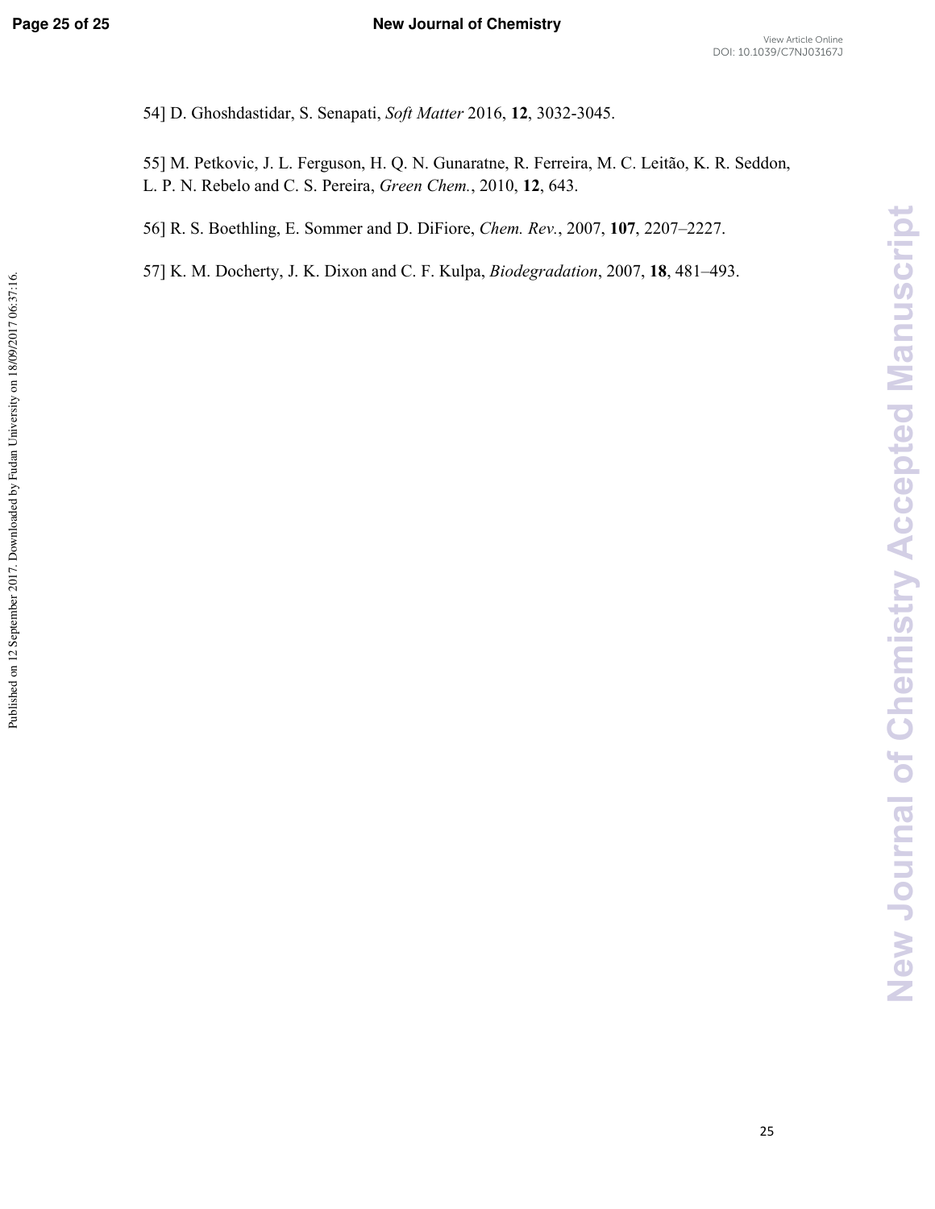54] D. Ghoshdastidar, S. Senapati, *Soft Matter* 2016, **12**, 3032-3045.

55] M. Petkovic, J. L. Ferguson, H. Q. N. Gunaratne, R. Ferreira, M. C. Leitão, K. R. Seddon, L. P. N. Rebelo and C. S. Pereira, *Green Chem.*, 2010, **12**, 643.

56] R. S. Boethling, E. Sommer and D. DiFiore, *Chem. Rev.*, 2007, **107**, 2207–2227.

57] K. M. Docherty, J. K. Dixon and C. F. Kulpa, *Biodegradation*, 2007, **18**, 481–493.